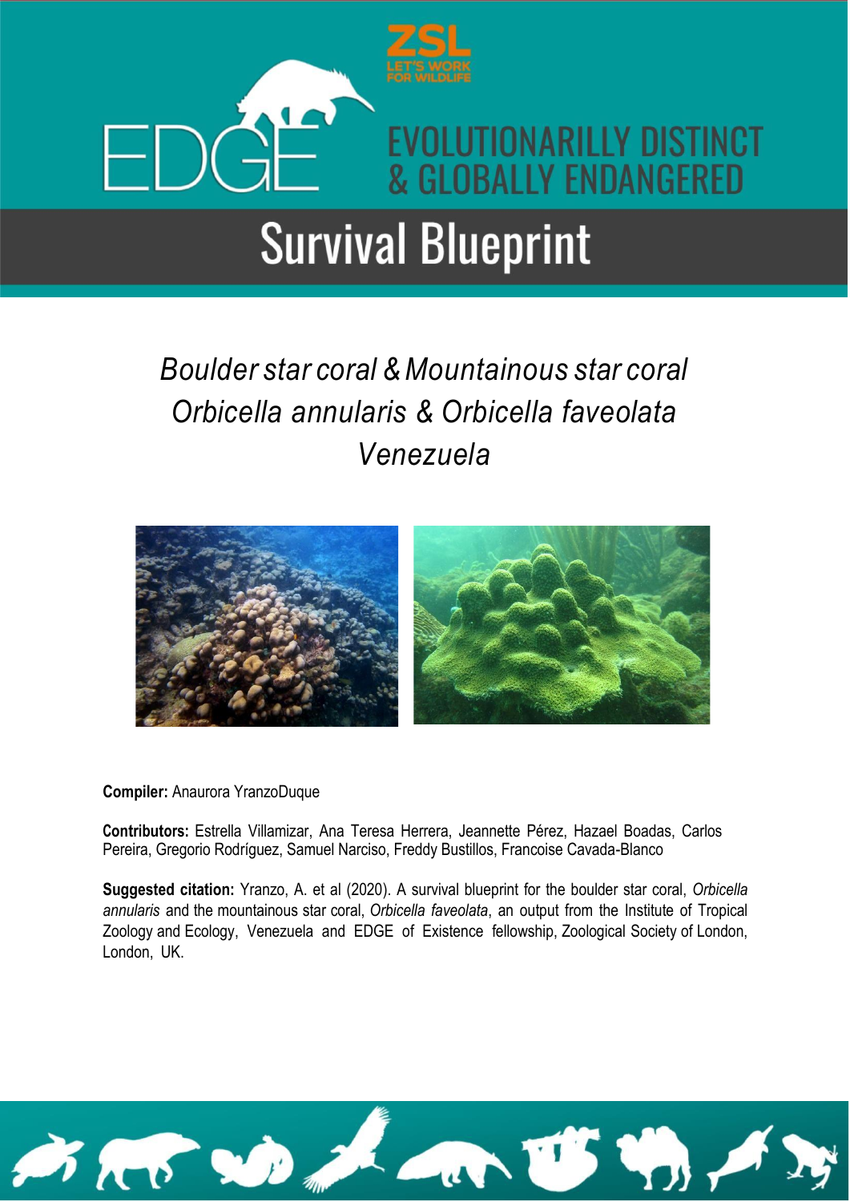ZSL LET'S WORK FOR WILDLIFE

EDGE EVOLUTIONARILLY DISTINCT & GLOBALLY ENDANGERED

# Survival Blueprint

## *Boulder star coral & Mountainous star coral*
## *Orbicella annularis & Orbicella faveolata*
## *Venezuela*

**Compiler:** Anaurora YranzoDuque

**Contributors:** Estrella Villamizar, Ana Teresa Herrera, Jeannette Pérez, Hazael Boadas, Carlos Pereira, Gregorio Rodríguez, Samuel Narciso, Freddy Bustillos, Francoise Cavada-Blanco

**Suggested citation:** Yranzo, A. et al (2020). A survival blueprint for the boulder star coral, *Orbicella annularis* and the mountainous star coral, *Orbicella faveolata*, an output from the Institute of Tropical Zoology and Ecology, Venezuela and EDGE of Existence fellowship, Zoological Society of London, London, UK.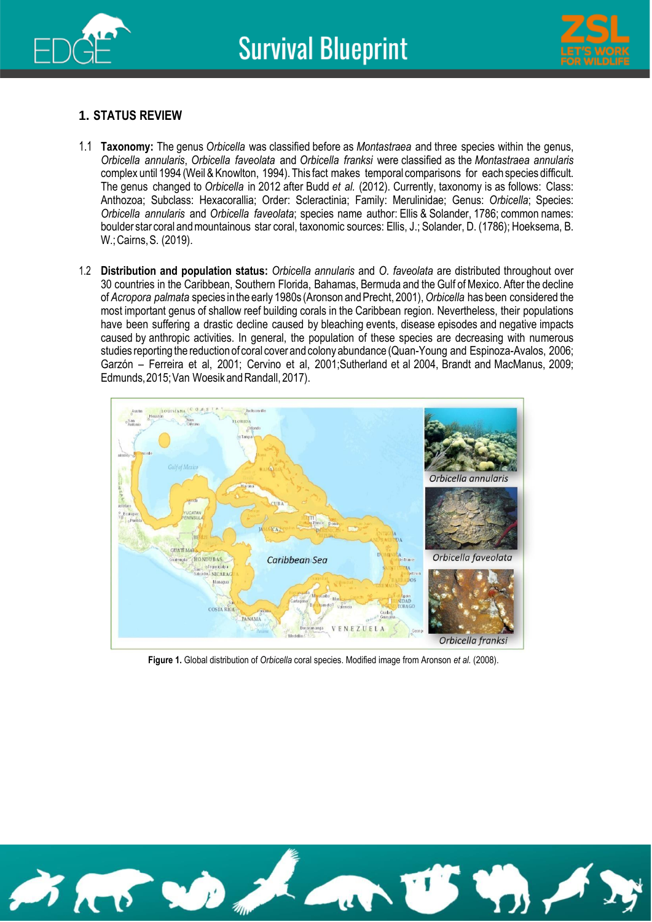## 1. STATUS REVIEW

1.1 **Taxonomy:** The genus *Orbicella* was classified before as *Montastraea* and three species within the genus, *Orbicella annularis*, *Orbicella faveolata* and *Orbicella franksi* were classified as the *Montastraea annularis* complex until 1994 (Weil & Knowlton, 1994). This fact makes temporal comparisons for each species difficult. The genus changed to *Orbicella* in 2012 after Budd *et al.* (2012). Currently, taxonomy is as follows: Class: Anthozoa; Subclass: Hexacorallia; Order: Scleractinia; Family: Merulinidae; Genus: *Orbicella*; Species: *Orbicella annularis* and *Orbicella faveolata*; species name author: Ellis & Solander, 1786; common names: boulder star coral and mountainous star coral, taxonomic sources: Ellis, J.; Solander, D. (1786); Hoeksema, B. W.; Cairns, S. (2019).

1.2 **Distribution and population status:** *Orbicella annularis* and *O. faveolata* are distributed throughout over 30 countries in the Caribbean, Southern Florida, Bahamas, Bermuda and the Gulf of Mexico. After the decline of *Acropora palmata* species in the early 1980s (Aronson and Precht, 2001), *Orbicella* has been considered the most important genus of shallow reef building corals in the Caribbean region. Nevertheless, their populations have been suffering a drastic decline caused by bleaching events, disease episodes and negative impacts caused by anthropic activities. In general, the population of these species are decreasing with numerous studies reporting the reduction of coral cover and colony abundance (Quan-Young and Espinoza-Avalos, 2006; Garzón – Ferreira et al, 2001; Cervino et al, 2001;Sutherland et al 2004, Brandt and MacManus, 2009; Edmunds, 2015; Van Woesik and Randall, 2017).

**Figure 1.** Global distribution of *Orbicella* coral species. Modified image from Aronson *et al.* (2008).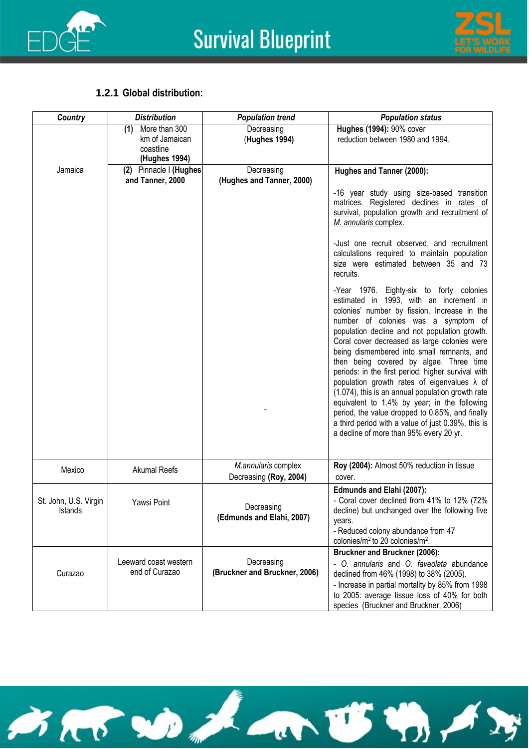### 1.2.1 Global distribution:

| *Country* | *Distribution* | *Population trend* | *Population status* |
|---|---|---|---|
| Jamaica | **(1)** More than 300 km of Jamaican coastline **(Hughes 1994)** | Decreasing (**Hughes 1994)** | **Hughes (1994):** 90% cover reduction between 1980 and 1994. |
| | **(2)** Pinnacle I **(Hughes and Tanner, 2000** | Decreasing **(Hughes and Tanner, 2000)** _ | **Hughes and Tanner (2000):** -16 year study using size-based transition matrices. Registered declines in rates of survival, population growth and recruitment of *M. annularis* complex. -Just one recruit observed, and recruitment calculations required to maintain population size were estimated between 35 and 73 recruits. -Year 1976. Eighty-six to forty colonies estimated in 1993, with an increment in colonies' number by fission. Increase in the number of colonies was a symptom of population decline and not population growth. Coral cover decreased as large colonies were being dismembered into small remnants, and then being covered by algae. Three time periods: in the first period: higher survival with population growth rates of eigenvalues λ of (1.074), this is an annual population growth rate equivalent to 1.4% by year; in the following period, the value dropped to 0.85%, and finally a third period with a value of just 0.39%, this is a decline of more than 95% every 20 yr. |
| Mexico | Akumal Reefs | *M.annularis* complex Decreasing **(Roy, 2004)** | **Roy (2004):** Almost 50% reduction in tissue cover. |
| St. John, U.S. Virgin Islands | Yawsi Point | Decreasing **(Edmunds and Elahi, 2007)** | **Edmunds and Elahi (2007):** - Coral cover declined from 41% to 12% (72% decline) but unchanged over the following five years. - Reduced colony abundance from 47 colonies/$m^2$ to 20 colonies/$m^2$. |
| Curazao | Leeward coast western end of Curazao | Decreasing **(Bruckner and Bruckner, 2006)** | **Bruckner and Bruckner (2006):** - *O. annularis* and *O. faveolata* abundance declined from 46% (1998) to 38% (2005). - Increase in partial mortality by 85% from 1998 to 2005: average tissue loss of 40% for both species (Bruckner and Bruckner, 2006) |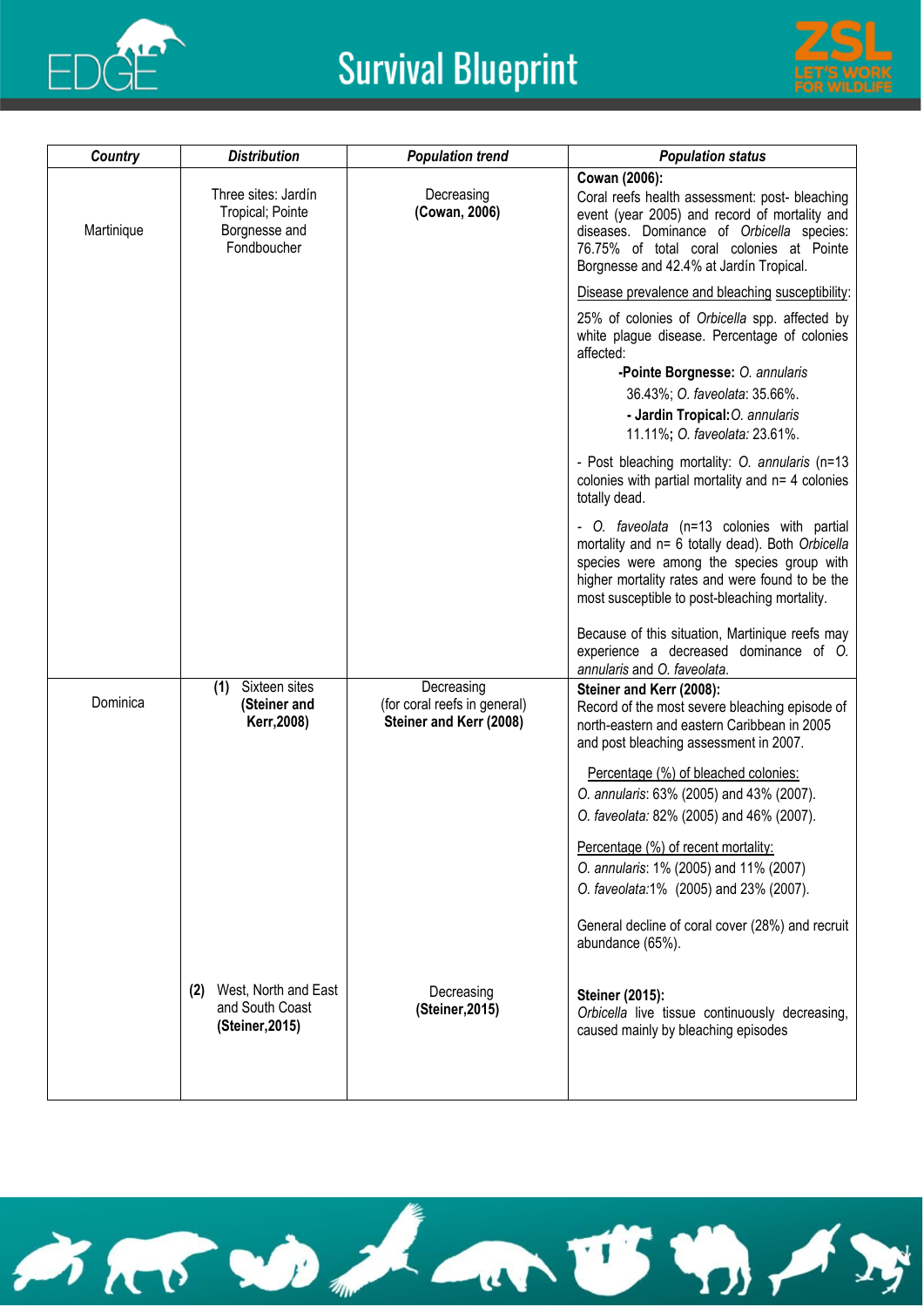| *Country* | *Distribution* | *Population trend* | *Population status* |
|---|---|---|---|
| Martinique | Three sites: Jardín Tropical; Pointe Borgnesse and Fondboucher | Decreasing **(Cowan, 2006)** | **Cowan (2006):** Coral reefs health assessment: post- bleaching event (year 2005) and record of mortality and diseases. Dominance of *Orbicella* species: 76.75% of total coral colonies at Pointe Borgnesse and 42.4% at Jardín Tropical. Disease prevalence and bleaching susceptibility: 25% of colonies of *Orbicella* spp. affected by white plague disease. Percentage of colonies affected: **-Pointe Borgnesse:** *O. annularis* 36.43%; *O. faveolata*: 35.66%. **- Jardin Tropical:** *O. annularis* 11.11%**;** *O. faveolata:* 23.61%. - Post bleaching mortality: *O. annularis* (n=13 colonies with partial mortality and n= 4 colonies totally dead. - *O. faveolata* (n=13 colonies with partial mortality and n= 6 totally dead). Both *Orbicella* species were among the species group with higher mortality rates and were found to be the most susceptible to post-bleaching mortality. Because of this situation, Martinique reefs may experience a decreased dominance of *O. annularis* and *O. faveolata*. |
| Dominica | **(1)** Sixteen sites **(Steiner and Kerr,2008)** | Decreasing (for coral reefs in general) **Steiner and Kerr (2008)** | **Steiner and Kerr (2008):** Record of the most severe bleaching episode of north-eastern and eastern Caribbean in 2005 and post bleaching assessment in 2007. Percentage (%) of bleached colonies: *O. annularis*: 63% (2005) and 43% (2007). *O. faveolata:* 82% (2005) and 46% (2007). Percentage (%) of recent mortality: *O. annularis*: 1% (2005) and 11% (2007) *O. faveolata:*1% (2005) and 23% (2007). General decline of coral cover (28%) and recruit abundance (65%). |
| | **(2)** West, North and East and South Coast **(Steiner,2015)** | Decreasing **(Steiner,2015)** | **Steiner (2015):** *Orbicella* live tissue continuously decreasing, caused mainly by bleaching episodes |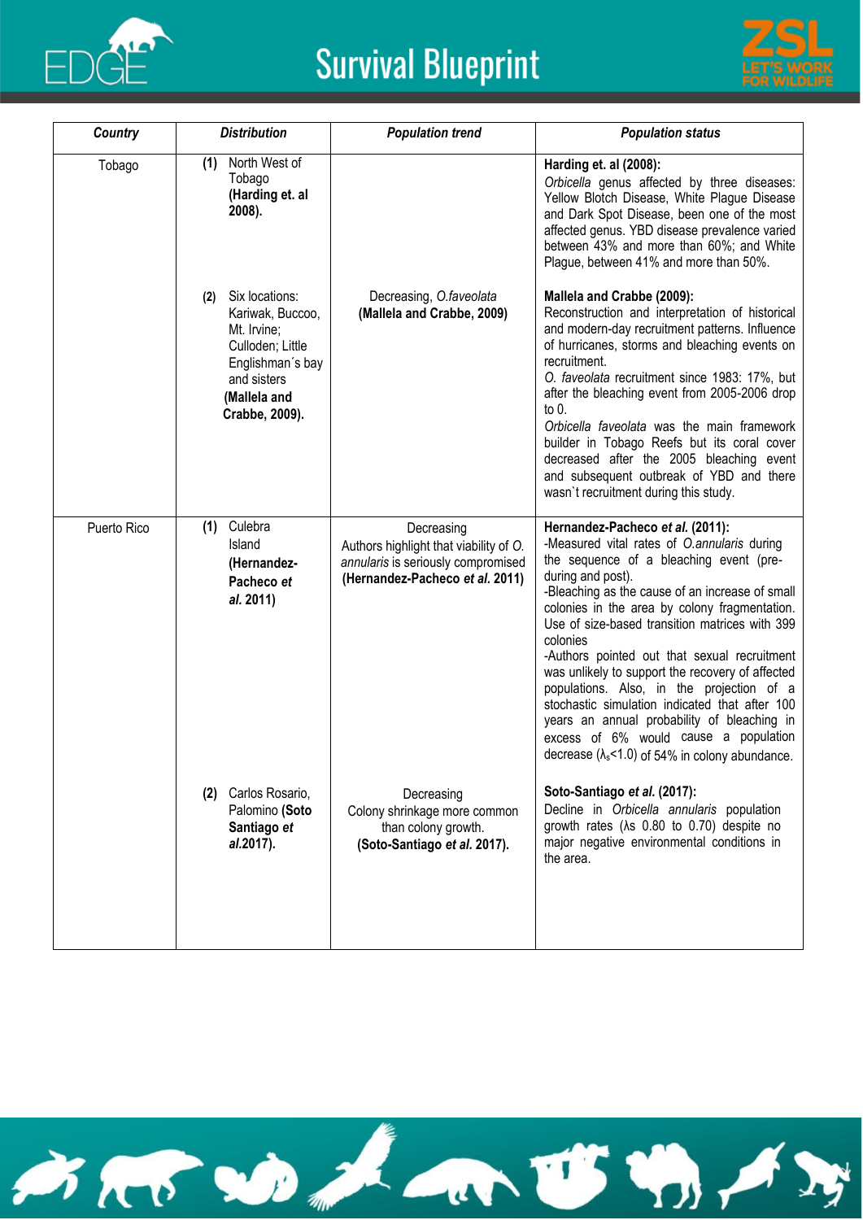| ***Country*** | ***Distribution*** | ***Population trend*** | ***Population status*** |
|---|---|---|---|
| Tobago | **(1)** North West of Tobago **(Harding et. al 2008).** | | **Harding et. al (2008):** *Orbicella* genus affected by three diseases: Yellow Blotch Disease, White Plague Disease and Dark Spot Disease, been one of the most affected genus. YBD disease prevalence varied between 43% and more than 60%; and White Plague, between 41% and more than 50%. |
| | **(2)** Six locations: Kariwak, Buccoo, Mt. Irvine; Culloden; Little Englishman´s bay and sisters **(Mallela and Crabbe, 2009).** | Decreasing, *O.faveolata* **(Mallela and Crabbe, 2009)** | **Mallela and Crabbe (2009):** Reconstruction and interpretation of historical and modern-day recruitment patterns. Influence of hurricanes, storms and bleaching events on recruitment. *O. faveolata* recruitment since 1983: 17%, but after the bleaching event from 2005-2006 drop to 0. *Orbicella faveolata* was the main framework builder in Tobago Reefs but its coral cover decreased after the 2005 bleaching event and subsequent outbreak of YBD and there wasn`t recruitment during this study. |
| Puerto Rico | **(1)** Culebra Island **(Hernandez-Pacheco *et al.* 2011)** | Decreasing Authors highlight that viability of *O. annularis* is seriously compromised **(Hernandez-Pacheco *et al.* 2011)** | **Hernandez-Pacheco *et al.* (2011):** -Measured vital rates of *O.annularis* during the sequence of a bleaching event (pre-during and post). -Bleaching as the cause of an increase of small colonies in the area by colony fragmentation. Use of size-based transition matrices with 399 colonies -Authors pointed out that sexual recruitment was unlikely to support the recovery of affected populations. Also, in the projection of a stochastic simulation indicated that after 100 years an annual probability of bleaching in excess of 6% would cause a population decrease ($\lambda_s$<1.0) of 54% in colony abundance. |
| | **(2)** Carlos Rosario, Palomino **(Soto Santiago *et al.*2017).** | Decreasing Colony shrinkage more common than colony growth. **(Soto-Santiago *et al.* 2017).** | **Soto-Santiago *et al.* (2017):** Decline in *Orbicella annularis* population growth rates ($\lambda$s 0.80 to 0.70) despite no major negative environmental conditions in the area. |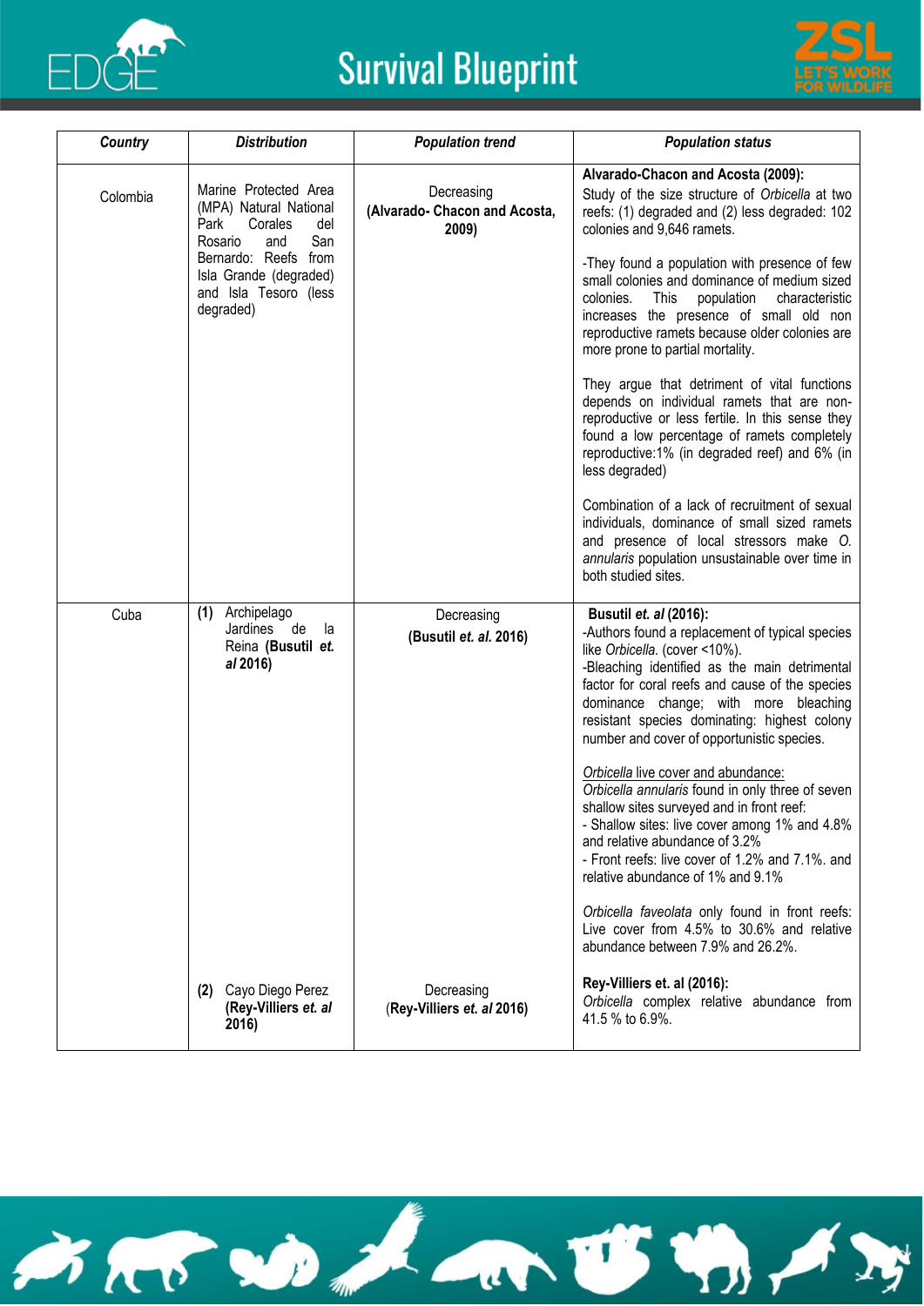| *Country* | *Distribution* | *Population trend* | *Population status* |
|---|---|---|---|
| Colombia | Marine Protected Area (MPA) Natural National Park Corales del Rosario and San Bernardo: Reefs from Isla Grande (degraded) and Isla Tesoro (less degraded) | Decreasing **(Alvarado- Chacon and Acosta, 2009)** | **Alvarado-Chacon and Acosta (2009):** Study of the size structure of *Orbicella* at two reefs: (1) degraded and (2) less degraded: 102 colonies and 9,646 ramets.<br><br>-They found a population with presence of few small colonies and dominance of medium sized colonies. This population characteristic increases the presence of small old non reproductive ramets because older colonies are more prone to partial mortality.<br><br>They argue that detriment of vital functions depends on individual ramets that are non-reproductive or less fertile. In this sense they found a low percentage of ramets completely reproductive:1% (in degraded reef) and 6% (in less degraded)<br><br>Combination of a lack of recruitment of sexual individuals, dominance of small sized ramets and presence of local stressors make *O. annularis* population unsustainable over time in both studied sites. |
| Cuba | **(1)** Archipelago Jardines de la Reina **(Busutil *et. al* 2016)** | Decreasing **(Busutil *et. al.* 2016)** | **Busutil *et. al* (2016):**<br>-Authors found a replacement of typical species like *Orbicella*. (cover <10%).<br>-Bleaching identified as the main detrimental factor for coral reefs and cause of the species dominance change; with more bleaching resistant species dominating: highest colony number and cover of opportunistic species.<br><br><u>*Orbicella* live cover and abundance:</u><br>*Orbicella annularis* found in only three of seven shallow sites surveyed and in front reef:<br>- Shallow sites: live cover among 1% and 4.8% and relative abundance of 3.2%<br>- Front reefs: live cover of 1.2% and 7.1%. and relative abundance of 1% and 9.1%<br><br>*Orbicella faveolata* only found in front reefs: Live cover from 4.5% to 30.6% and relative abundance between 7.9% and 26.2%. |
| | **(2)** Cayo Diego Perez **(Rey-Villiers *et. al* 2016)** | Decreasing (**Rey-Villiers *et. al* 2016)** | **Rey-Villiers et. al (2016):**<br>*Orbicella* complex relative abundance from 41.5 % to 6.9%. |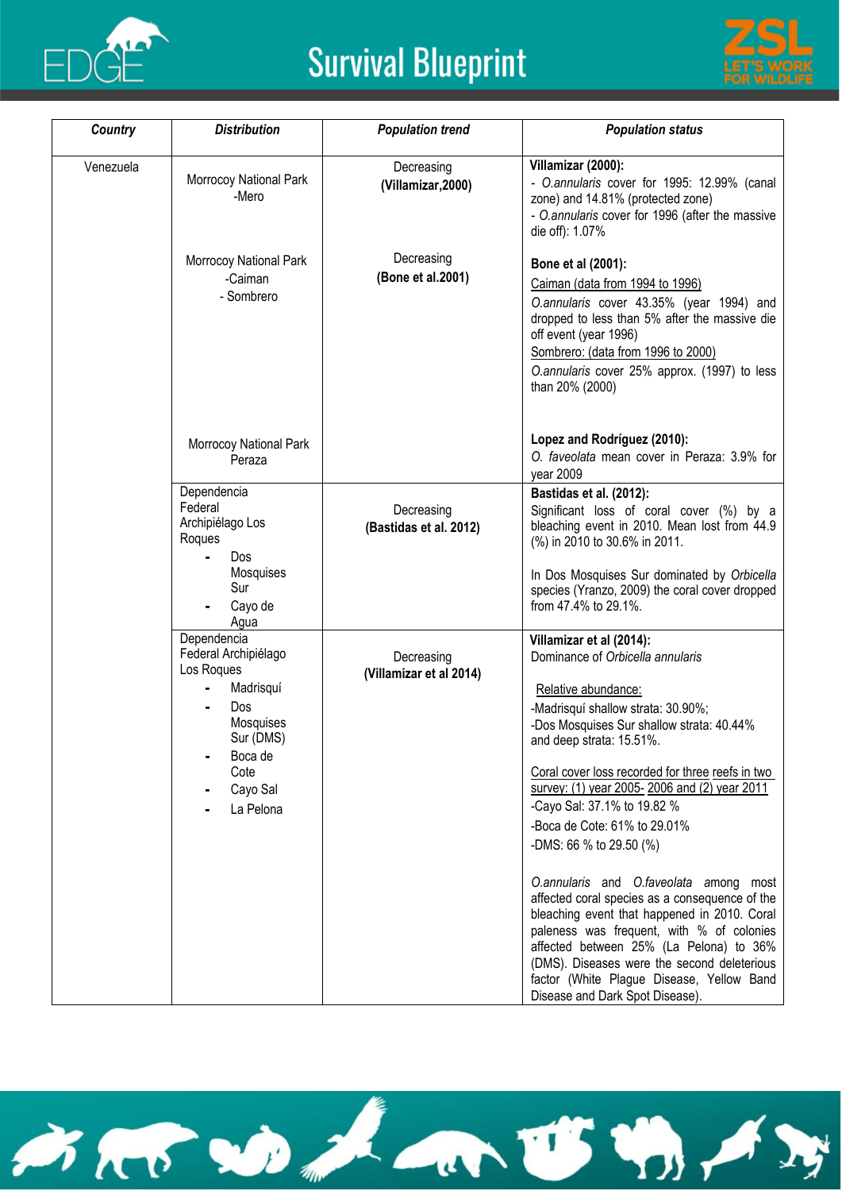| *Country* | *Distribution* | *Population trend* | *Population status* |
|---|---|---|---|
| Venezuela | Morrocoy National Park -Mero | Decreasing **(Villamizar,2000)** | **Villamizar (2000):** - *O.annularis* cover for 1995: 12.99% (canal zone) and 14.81% (protected zone) - *O.annularis* cover for 1996 (after the massive die off): 1.07% |
| | Morrocoy National Park -Caiman - Sombrero | Decreasing **(Bone et al.2001)** | **Bone et al (2001):** Caiman (data from 1994 to 1996) *O.annularis* cover 43.35% (year 1994) and dropped to less than 5% after the massive die off event (year 1996) Sombrero: (data from 1996 to 2000) *O.annularis* cover 25% approx. (1997) to less than 20% (2000) |
| | Morrocoy National Park Peraza | | **Lopez and Rodríguez (2010):** *O. faveolata* mean cover in Peraza: 3.9% for year 2009 |
| | Dependencia Federal Archipiélago Los Roques - Dos Mosquises Sur - Cayo de Agua | Decreasing **(Bastidas et al. 2012)** | **Bastidas et al. (2012):** Significant loss of coral cover (%) by a bleaching event in 2010. Mean lost from 44.9 (%) in 2010 to 30.6% in 2011. In Dos Mosquises Sur dominated by *Orbicella* species (Yranzo, 2009) the coral cover dropped from 47.4% to 29.1%. |
| | Dependencia Federal Archipiélago Los Roques - Madrisquí - Dos Mosquises Sur (DMS) - Boca de Cote - Cayo Sal - La Pelona | Decreasing **(Villamizar et al 2014)** | **Villamizar et al (2014):** Dominance of *Orbicella annularis* Relative abundance: -Madrisquí shallow strata: 30.90%; -Dos Mosquises Sur shallow strata: 40.44% and deep strata: 15.51%. Coral cover loss recorded for three reefs in two survey: (1) year 2005- 2006 and (2) year 2011 -Cayo Sal: 37.1% to 19.82 % -Boca de Cote: 61% to 29.01% -DMS: 66 % to 29.50 (%) *O.annularis* and *O.faveolata* among most affected coral species as a consequence of the bleaching event that happened in 2010. Coral paleness was frequent, with % of colonies affected between 25% (La Pelona) to 36% (DMS). Diseases were the second deleterious factor (White Plague Disease, Yellow Band Disease and Dark Spot Disease). |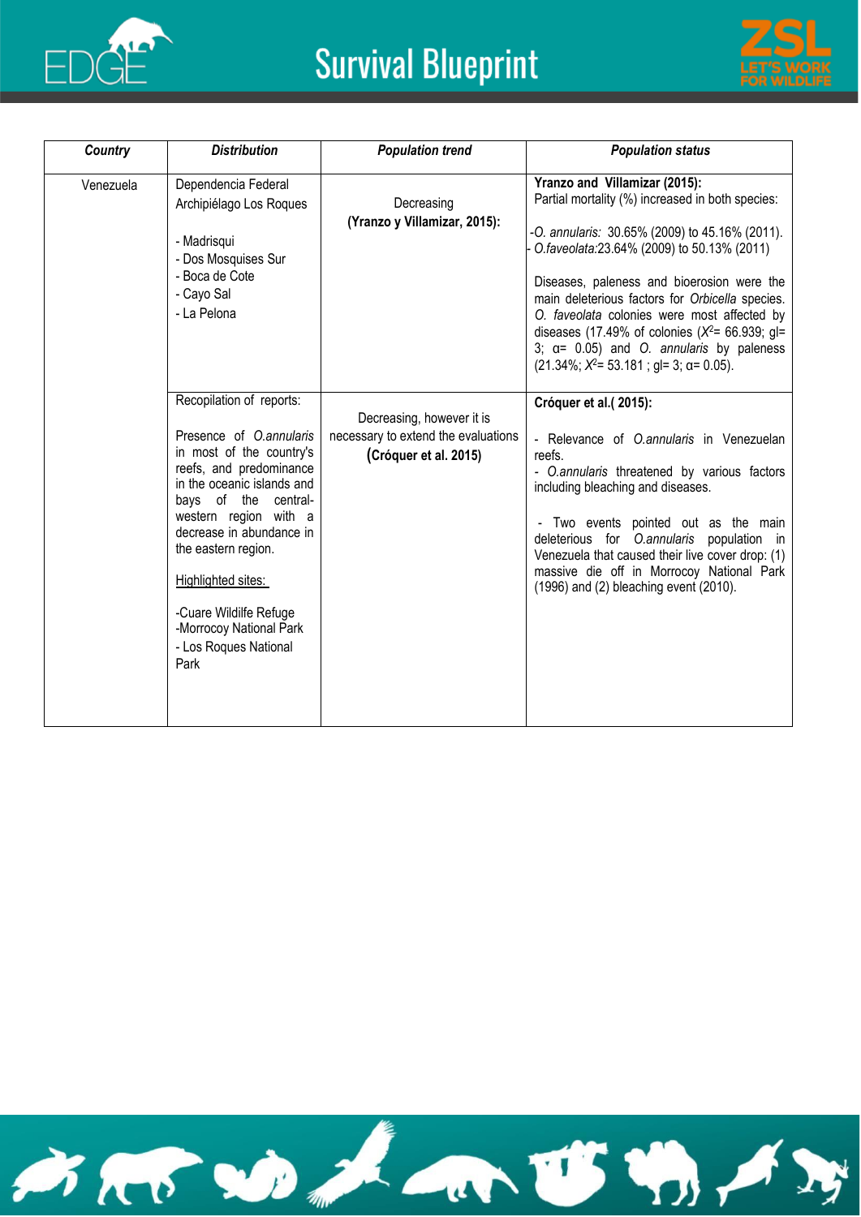| *Country* | *Distribution* | *Population trend* | *Population status* |
|---|---|---|---|
| Venezuela | Dependencia Federal Archipiélago Los Roques<br><br>- Madrisqui<br>- Dos Mosquises Sur<br>- Boca de Cote<br>- Cayo Sal<br>- La Pelona | Decreasing **(Yranzo y Villamizar, 2015):** | **Yranzo and Villamizar (2015):**<br>Partial mortality (%) increased in both species:<br><br>-*O. annularis:* 30.65% (2009) to 45.16% (2011).<br>- *O.faveolata*:23.64% (2009) to 50.13% (2011)<br><br>Diseases, paleness and bioerosion were the main deleterious factors for *Orbicella* species. *O. faveolata* colonies were most affected by diseases (17.49% of colonies ($X^2$= 66.939; gl= 3; α= 0.05) and *O. annularis* by paleness (21.34%; $X^2$= 53.181 ; gl= 3; α= 0.05). |
| | Recopilation of reports:<br><br>Presence of *O.annularis* in most of the country's reefs, and predominance in the oceanic islands and bays of the central-western region with a decrease in abundance in the eastern region.<br><br>Highlighted sites:<br><br>-Cuare Wildilfe Refuge<br>-Morrocoy National Park<br>- Los Roques National Park | Decreasing, however it is necessary to extend the evaluations **(Cróquer et al. 2015)** | **Cróquer et al.( 2015):**<br><br>- Relevance of *O.annularis* in Venezuelan reefs.<br>- *O.annularis* threatened by various factors including bleaching and diseases.<br><br>- Two events pointed out as the main deleterious for *O.annularis* population in Venezuela that caused their live cover drop: (1) massive die off in Morrocoy National Park (1996) and (2) bleaching event (2010). |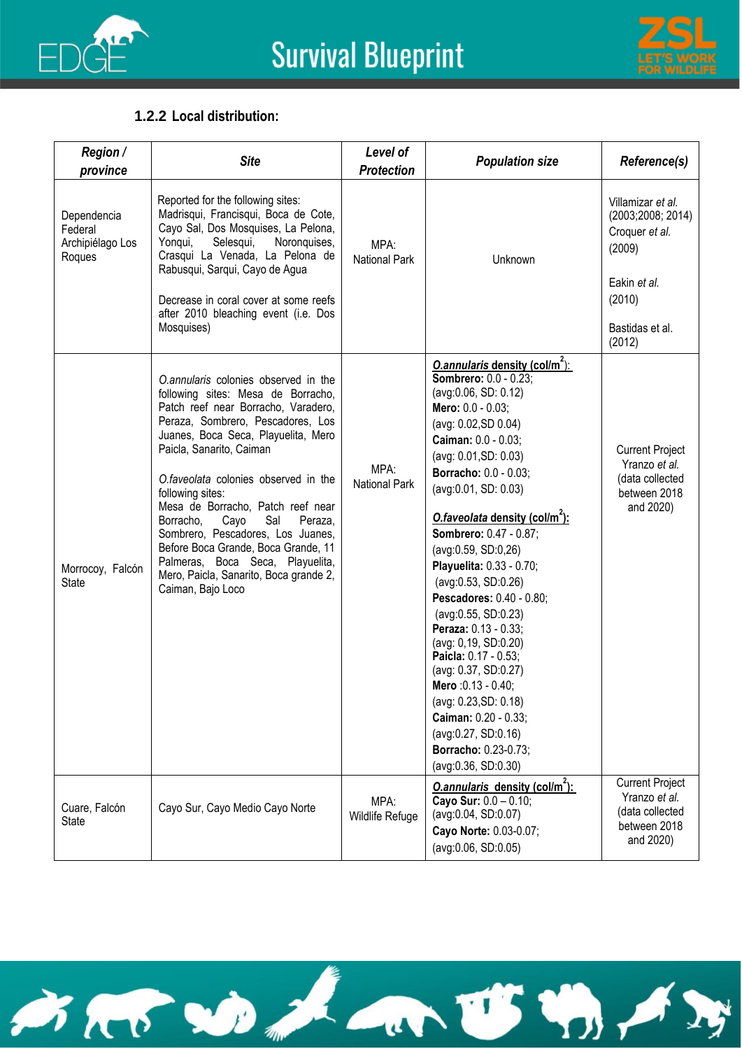### 1.2.2 Local distribution:

| *Region / province* | *Site* | *Level of Protection* | *Population size* | *Reference(s)* |
|---|---|---|---|---|
| Dependencia Federal Archipiélago Los Roques | Reported for the following sites: Madrisqui, Francisqui, Boca de Cote, Cayo Sal, Dos Mosquises, La Pelona, Yonqui, Selesqui, Noronquises, Crasqui La Venada, La Pelona de Rabusqui, Sarqui, Cayo de Agua<br><br>Decrease in coral cover at some reefs after 2010 bleaching event (i.e. Dos Mosquises) | MPA: National Park | Unknown | Villamizar *et al.* (2003;2008; 2014) Croquer *et al.* (2009)<br><br>Eakin *et al.* (2010)<br><br>Bastidas et al. (2012) |
| Morrocoy, Falcón State | *O.annularis* colonies observed in the following sites: Mesa de Borracho, Patch reef near Borracho, Varadero, Peraza, Sombrero, Pescadores, Los Juanes, Boca Seca, Playuelita, Mero Paicla, Sanarito, Caiman<br><br>*O.faveolata* colonies observed in the following sites: Mesa de Borracho, Patch reef near Borracho, Cayo Sal Peraza, Sombrero, Pescadores, Los Juanes, Before Boca Grande, Boca Grande, 11 Palmeras, Boca Seca, Playuelita, Mero, Paicla, Sanarito, Boca grande 2, Caiman, Bajo Loco | MPA: National Park | ***O.annularis* density (col/m$^2$):**<br>**Sombrero:** 0.0 - 0.23; (avg:0.06, SD: 0.12)<br>**Mero:** 0.0 - 0.03; (avg: 0.02,SD 0.04)<br>**Caiman:** 0.0 - 0.03; (avg: 0.01,SD: 0.03)<br>**Borracho:** 0.0 - 0.03; (avg:0.01, SD: 0.03)<br><br>***O.faveolata* density (col/m$^2$):**<br>**Sombrero:** 0.47 - 0.87; (avg:0.59, SD:0,26)<br>**Playuelita:** 0.33 - 0.70; (avg:0.53, SD:0.26)<br>**Pescadores:** 0.40 - 0.80; (avg:0.55, SD:0.23)<br>**Peraza:** 0.13 - 0.33; (avg: 0,19, SD:0.20)<br>**Paicla:** 0.17 - 0.53; (avg: 0.37, SD:0.27)<br>**Mero** :0.13 - 0.40; (avg: 0.23,SD: 0.18)<br>**Caiman:** 0.20 - 0.33; (avg:0.27, SD:0.16)<br>**Borracho:** 0.23-0.73; (avg:0.36, SD:0.30) | Current Project Yranzo *et al.* (data collected between 2018 and 2020) |
| Cuare, Falcón State | Cayo Sur, Cayo Medio Cayo Norte | MPA: Wildlife Refuge | ***O.annularis* density (col/m$^2$):**<br>**Cayo Sur:** 0.0 – 0.10; (avg:0.04, SD:0.07)<br>**Cayo Norte:** 0.03-0.07; (avg:0.06, SD:0.05) | Current Project Yranzo *et al.* (data collected between 2018 and 2020) |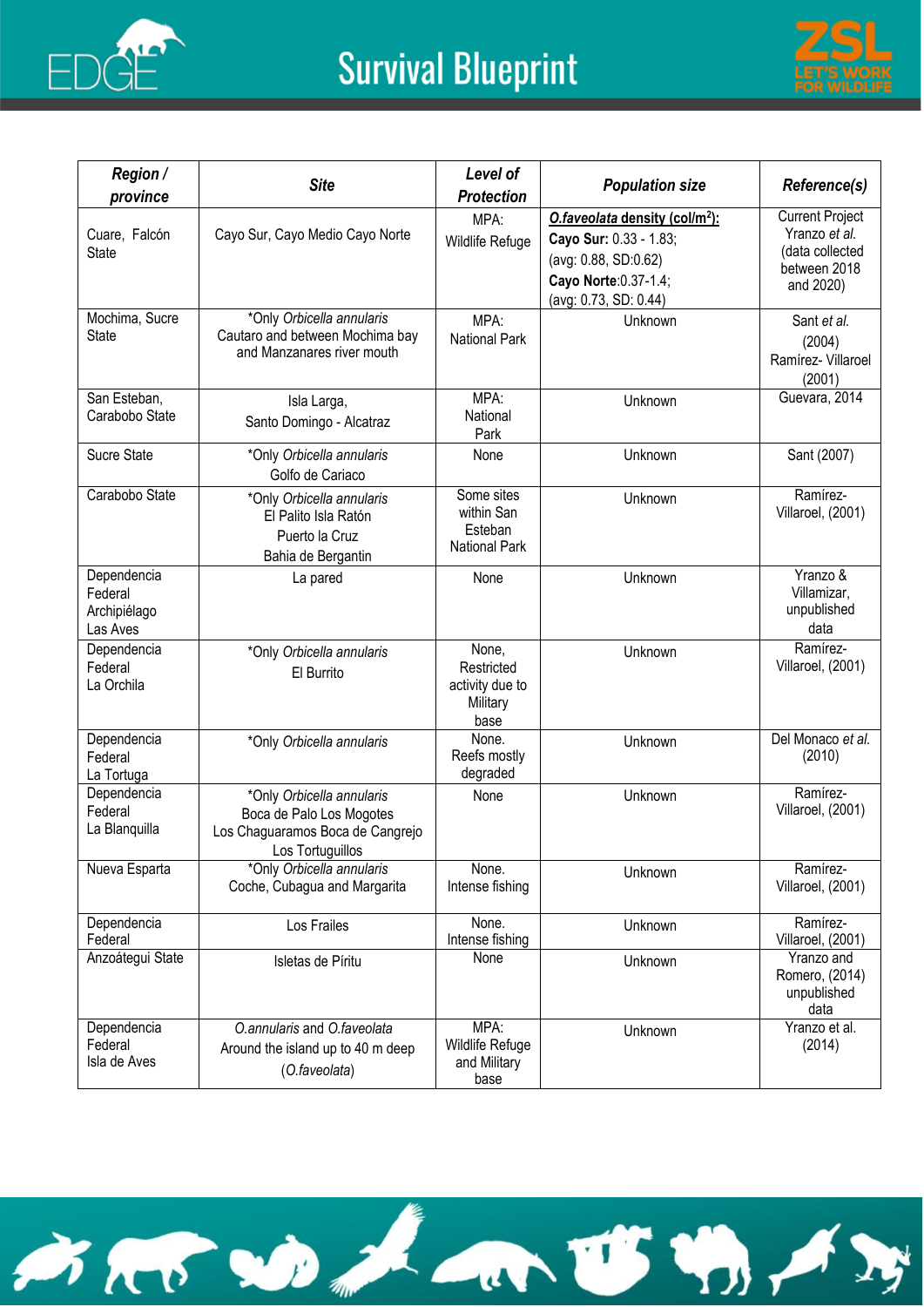| *Region / province* | *Site* | *Level of Protection* | *Population size* | *Reference(s)* |
|---|---|---|---|---|
| Cuare, Falcón State | Cayo Sur, Cayo Medio Cayo Norte | MPA: Wildlife Refuge | ***O.faveolata* density (col/m²):** **Cayo Sur:** 0.33 - 1.83; (avg: 0.88, SD:0.62) **Cayo Norte**:0.37-1.4; (avg: 0.73, SD: 0.44) | Current Project Yranzo *et al.* (data collected between 2018 and 2020) |
| Mochima, Sucre State | *Only *Orbicella annularis* Cautaro and between Mochima bay and Manzanares river mouth | MPA: National Park | Unknown | Sant *et al.* (2004) Ramírez- Villaroel (2001) |
| San Esteban, Carabobo State | Isla Larga, Santo Domingo - Alcatraz | MPA: National Park | Unknown | Guevara, 2014 |
| Sucre State | *Only *Orbicella annularis* Golfo de Cariaco | None | Unknown | Sant (2007) |
| Carabobo State | *Only *Orbicella annularis* El Palito Isla Ratón Puerto la Cruz Bahia de Bergantin | Some sites within San Esteban National Park | Unknown | Ramírez-Villaroel, (2001) |
| Dependencia Federal Archipiélago Las Aves | La pared | None | Unknown | Yranzo & Villamizar, unpublished data |
| Dependencia Federal La Orchila | *Only *Orbicella annularis* El Burrito | None, Restricted activity due to Military base | Unknown | Ramírez-Villaroel, (2001) |
| Dependencia Federal La Tortuga | *Only *Orbicella annularis* | None. Reefs mostly degraded | Unknown | Del Monaco *et al.* (2010) |
| Dependencia Federal La Blanquilla | *Only *Orbicella annularis* Boca de Palo Los Mogotes Los Chaguaramos Boca de Cangrejo Los Tortuguillos | None | Unknown | Ramírez-Villaroel, (2001) |
| Nueva Esparta | *Only *Orbicella annularis* Coche, Cubagua and Margarita | None. Intense fishing | Unknown | Ramírez-Villaroel, (2001) |
| Dependencia Federal | Los Frailes | None. Intense fishing | Unknown | Ramírez-Villaroel, (2001) |
| Anzoátegui State | Isletas de Píritu | None | Unknown | Yranzo and Romero, (2014) unpublished data |
| Dependencia Federal Isla de Aves | *O.annularis* and *O.faveolata* Around the island up to 40 m deep (*O.faveolata*) | MPA: Wildlife Refuge and Military base | Unknown | Yranzo et al. (2014) |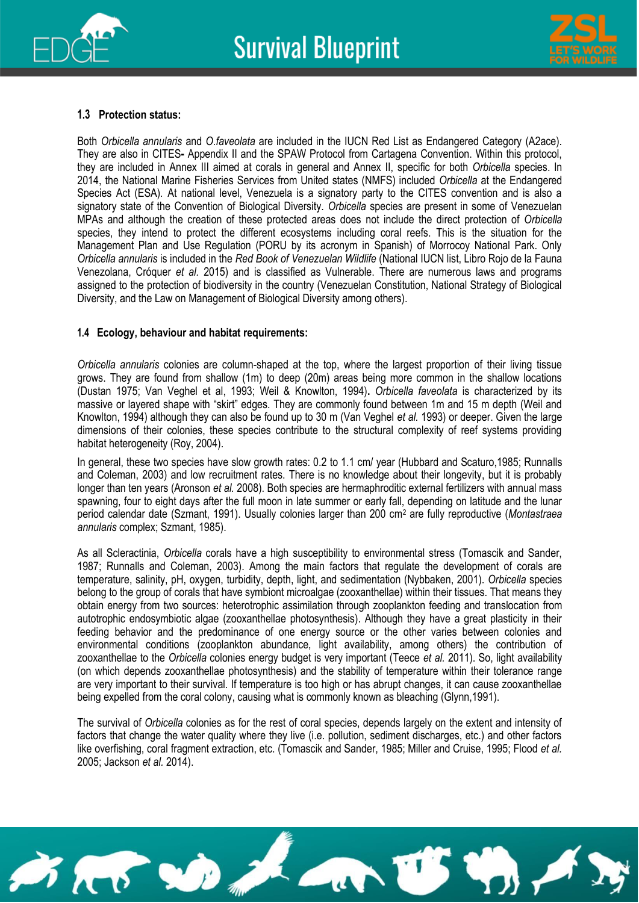### 1.3 Protection status:

Both *Orbicella annularis* and *O.faveolata* are included in the IUCN Red List as Endangered Category (A2ace). They are also in CITES**-** Appendix II and the SPAW Protocol from Cartagena Convention. Within this protocol, they are included in Annex III aimed at corals in general and Annex II, specific for both *Orbicella* species. In 2014, the National Marine Fisheries Services from United states (NMFS) included *Orbicella* at the Endangered Species Act (ESA). At national level, Venezuela is a signatory party to the CITES convention and is also a signatory state of the Convention of Biological Diversity. *Orbicella* species are present in some of Venezuelan MPAs and although the creation of these protected areas does not include the direct protection of *Orbicella* species, they intend to protect the different ecosystems including coral reefs. This is the situation for the Management Plan and Use Regulation (PORU by its acronym in Spanish) of Morrocoy National Park. Only *Orbicella annularis* is included in the *Red Book of Venezuelan Wildlife* (National IUCN list, Libro Rojo de la Fauna Venezolana, Cróquer *et al.* 2015) and is classified as Vulnerable. There are numerous laws and programs assigned to the protection of biodiversity in the country (Venezuelan Constitution, National Strategy of Biological Diversity, and the Law on Management of Biological Diversity among others).

### 1.4 Ecology, behaviour and habitat requirements:

*Orbicella annularis* colonies are column-shaped at the top, where the largest proportion of their living tissue grows. They are found from shallow (1m) to deep (20m) areas being more common in the shallow locations (Dustan 1975; Van Veghel et al, 1993; Weil & Knowlton, 1994)**.** *Orbicella faveolata* is characterized by its massive or layered shape with "skirt" edges. They are commonly found between 1m and 15 m depth (Weil and Knowlton, 1994) although they can also be found up to 30 m (Van Veghel *et al.* 1993) or deeper. Given the large dimensions of their colonies, these species contribute to the structural complexity of reef systems providing habitat heterogeneity (Roy, 2004).

In general, these two species have slow growth rates: 0.2 to 1.1 cm/ year (Hubbard and Scaturo,1985; Runnalls and Coleman, 2003) and low recruitment rates. There is no knowledge about their longevity, but it is probably longer than ten years (Aronson *et al.* 2008). Both species are hermaphroditic external fertilizers with annual mass spawning, four to eight days after the full moon in late summer or early fall, depending on latitude and the lunar period calendar date (Szmant, 1991). Usually colonies larger than 200 $cm^2$ are fully reproductive (*Montastraea annularis* complex; Szmant, 1985).

As all Scleractinia, *Orbicella* corals have a high susceptibility to environmental stress (Tomascik and Sander, 1987; Runnalls and Coleman, 2003). Among the main factors that regulate the development of corals are temperature, salinity, pH, oxygen, turbidity, depth, light, and sedimentation (Nybbaken, 2001). *Orbicella* species belong to the group of corals that have symbiont microalgae (zooxanthellae) within their tissues. That means they obtain energy from two sources: heterotrophic assimilation through zooplankton feeding and translocation from autotrophic endosymbiotic algae (zooxanthellae photosynthesis). Although they have a great plasticity in their feeding behavior and the predominance of one energy source or the other varies between colonies and environmental conditions (zooplankton abundance, light availability, among others) the contribution of zooxanthellae to the *Orbicella* colonies energy budget is very important (Teece *et al.* 2011). So, light availability (on which depends zooxanthellae photosynthesis) and the stability of temperature within their tolerance range are very important to their survival. If temperature is too high or has abrupt changes, it can cause zooxanthellae being expelled from the coral colony, causing what is commonly known as bleaching (Glynn,1991).

The survival of *Orbicella* colonies as for the rest of coral species, depends largely on the extent and intensity of factors that change the water quality where they live (i.e. pollution, sediment discharges, etc.) and other factors like overfishing, coral fragment extraction, etc. (Tomascik and Sander, 1985; Miller and Cruise, 1995; Flood *et al.* 2005; Jackson *et al.* 2014).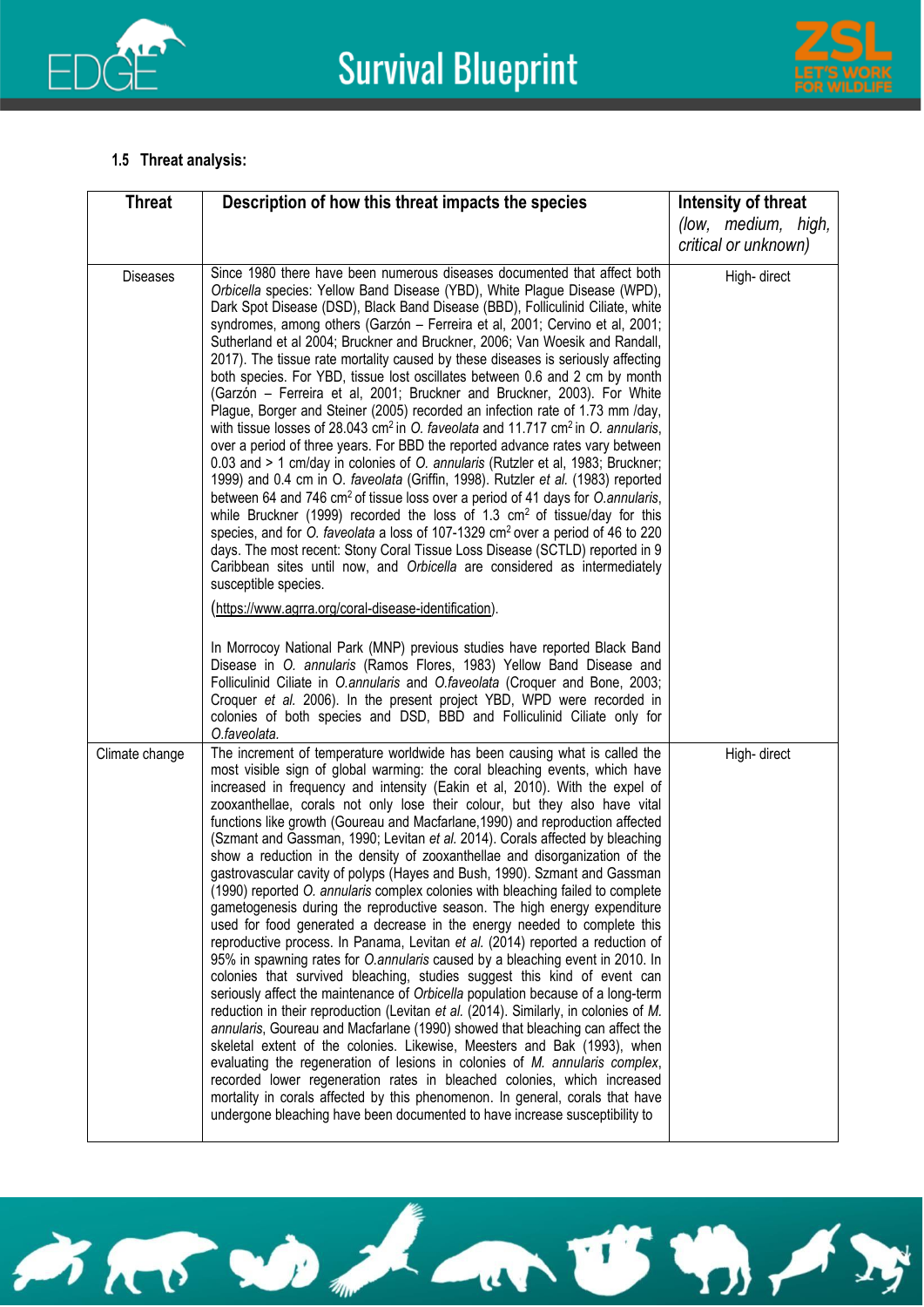### 1.5 Threat analysis:

| Threat | Description of how this threat impacts the species | Intensity of threat *(low, medium, high, critical or unknown)* |
|---|---|---|
| Diseases | Since 1980 there have been numerous diseases documented that affect both *Orbicella* species: Yellow Band Disease (YBD), White Plague Disease (WPD), Dark Spot Disease (DSD), Black Band Disease (BBD), Folliculinid Ciliate, white syndromes, among others (Garzón – Ferreira et al, 2001; Cervino et al, 2001; Sutherland et al 2004; Bruckner and Bruckner, 2006; Van Woesik and Randall, 2017). The tissue rate mortality caused by these diseases is seriously affecting both species. For YBD, tissue lost oscillates between 0.6 and 2 cm by month (Garzón – Ferreira et al, 2001; Bruckner and Bruckner, 2003). For White Plague, Borger and Steiner (2005) recorded an infection rate of 1.73 mm /day, with tissue losses of 28.043 $cm^2$ in *O. faveolata* and 11.717 $cm^2$ in *O. annularis*, over a period of three years. For BBD the reported advance rates vary between 0.03 and > 1 cm/day in colonies of *O. annularis* (Rutzler et al, 1983; Bruckner; 1999) and 0.4 cm in O. *faveolata* (Griffin, 1998). Rutzler *et al.* (1983) reported between 64 and 746 $cm^2$ of tissue loss over a period of 41 days for *O.annularis*, while Bruckner (1999) recorded the loss of 1.3 $cm^2$ of tissue/day for this species, and for *O. faveolata* a loss of 107-1329 $cm^2$ over a period of 46 to 220 days. The most recent: Stony Coral Tissue Loss Disease (SCTLD) reported in 9 Caribbean sites until now, and *Orbicella* are considered as intermediately susceptible species. (https://www.agrra.org/coral-disease-identification). <br><br> In Morrocoy National Park (MNP) previous studies have reported Black Band Disease in *O. annularis* (Ramos Flores, 1983) Yellow Band Disease and Folliculinid Ciliate in *O.annularis* and *O.faveolata* (Croquer and Bone, 2003; Croquer *et al.* 2006). In the present project YBD, WPD were recorded in colonies of both species and DSD, BBD and Folliculinid Ciliate only for *O.faveolata.* | High- direct |
| Climate change | The increment of temperature worldwide has been causing what is called the most visible sign of global warming: the coral bleaching events, which have increased in frequency and intensity (Eakin et al, 2010). With the expel of zooxanthellae, corals not only lose their colour, but they also have vital functions like growth (Goureau and Macfarlane,1990) and reproduction affected (Szmant and Gassman, 1990; Levitan *et al.* 2014). Corals affected by bleaching show a reduction in the density of zooxanthellae and disorganization of the gastrovascular cavity of polyps (Hayes and Bush, 1990). Szmant and Gassman (1990) reported *O. annularis* complex colonies with bleaching failed to complete gametogenesis during the reproductive season. The high energy expenditure used for food generated a decrease in the energy needed to complete this reproductive process. In Panama, Levitan *et al.* (2014) reported a reduction of 95% in spawning rates for *O.annularis* caused by a bleaching event in 2010. In colonies that survived bleaching, studies suggest this kind of event can seriously affect the maintenance of *Orbicella* population because of a long-term reduction in their reproduction (Levitan *et al.* (2014). Similarly, in colonies of *M. annularis*, Goureau and Macfarlane (1990) showed that bleaching can affect the skeletal extent of the colonies. Likewise, Meesters and Bak (1993), when evaluating the regeneration of lesions in colonies of *M. annularis complex*, recorded lower regeneration rates in bleached colonies, which increased mortality in corals affected by this phenomenon. In general, corals that have undergone bleaching have been documented to have increase susceptibility to | High- direct |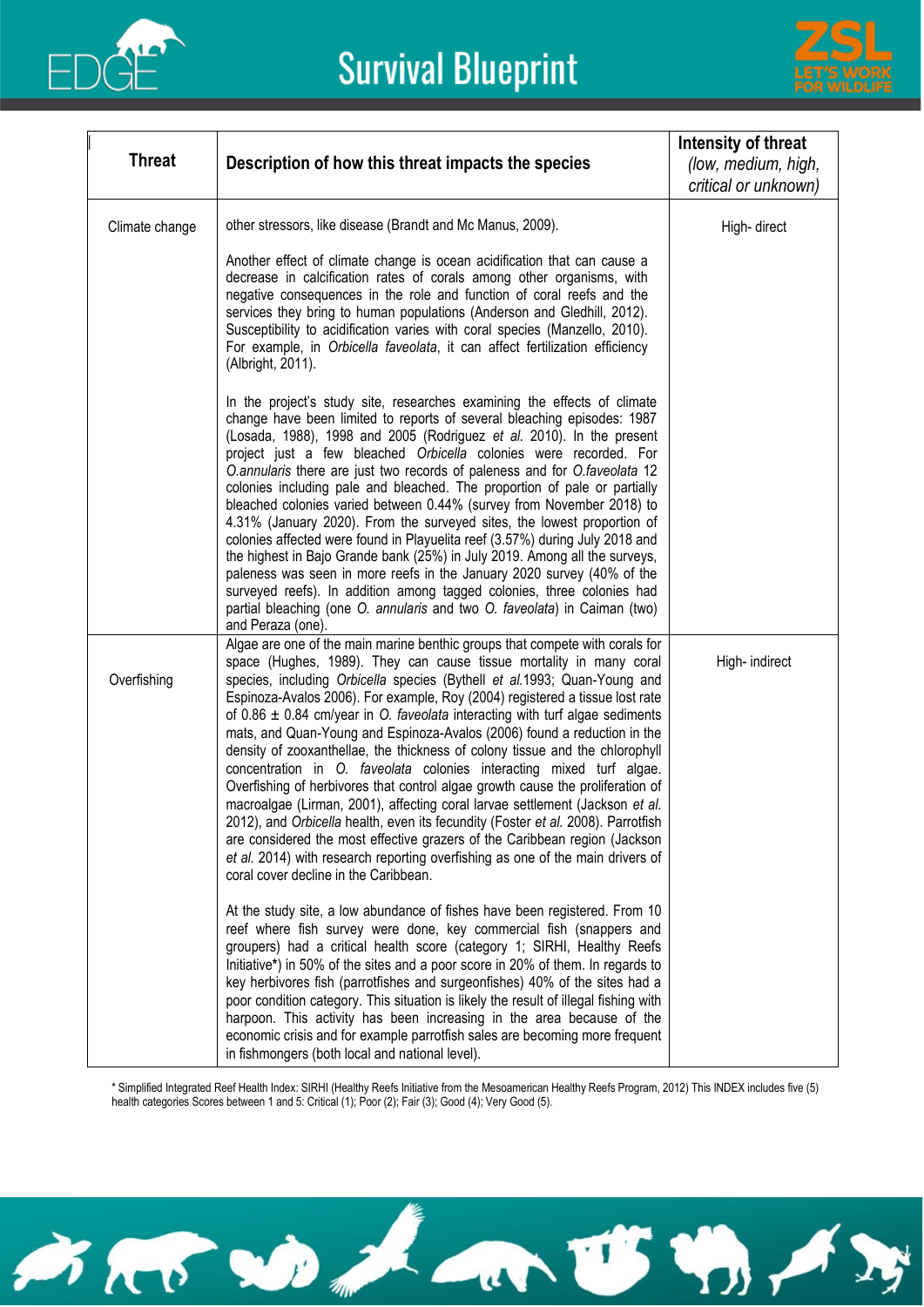| Threat | Description of how this threat impacts the species | Intensity of threat *(low, medium, high, critical or unknown)* |
|---|---|---|
| Climate change | other stressors, like disease (Brandt and Mc Manus, 2009).<br><br>Another effect of climate change is ocean acidification that can cause a decrease in calcification rates of corals among other organisms, with negative consequences in the role and function of coral reefs and the services they bring to human populations (Anderson and Gledhill, 2012). Susceptibility to acidification varies with coral species (Manzello, 2010). For example, in *Orbicella faveolata*, it can affect fertilization efficiency (Albright, 2011).<br><br>In the project's study site, researches examining the effects of climate change have been limited to reports of several bleaching episodes: 1987 (Losada, 1988), 1998 and 2005 (Rodriguez *et al.* 2010). In the present project just a few bleached *Orbicella* colonies were recorded. For *O.annularis* there are just two records of paleness and for *O.faveolata* 12 colonies including pale and bleached. The proportion of pale or partially bleached colonies varied between 0.44% (survey from November 2018) to 4.31% (January 2020). From the surveyed sites, the lowest proportion of colonies affected were found in Playuelita reef (3.57%) during July 2018 and the highest in Bajo Grande bank (25%) in July 2019. Among all the surveys, paleness was seen in more reefs in the January 2020 survey (40% of the surveyed reefs). In addition among tagged colonies, three colonies had partial bleaching (one *O. annularis* and two *O. faveolata*) in Caiman (two) and Peraza (one). | High- direct |
| Overfishing | Algae are one of the main marine benthic groups that compete with corals for space (Hughes, 1989). They can cause tissue mortality in many coral species, including *Orbicella* species (Bythell *et al.*1993; Quan-Young and Espinoza-Avalos 2006). For example, Roy (2004) registered a tissue lost rate of 0.86 ± 0.84 cm/year in *O. faveolata* interacting with turf algae sediments mats, and Quan-Young and Espinoza-Avalos (2006) found a reduction in the density of zooxanthellae, the thickness of colony tissue and the chlorophyll concentration in *O. faveolata* colonies interacting mixed turf algae. Overfishing of herbivores that control algae growth cause the proliferation of macroalgae (Lirman, 2001), affecting coral larvae settlement (Jackson *et al.* 2012), and *Orbicella* health, even its fecundity (Foster *et al.* 2008). Parrotfish are considered the most effective grazers of the Caribbean region (Jackson *et al.* 2014) with research reporting overfishing as one of the main drivers of coral cover decline in the Caribbean.<br><br>At the study site, a low abundance of fishes have been registered. From 10 reef where fish survey were done, key commercial fish (snappers and groupers) had a critical health score (category 1; SIRHI, Healthy Reefs Initiative**\***) in 50% of the sites and a poor score in 20% of them. In regards to key herbivores fish (parrotfishes and surgeonfishes) 40% of the sites had a poor condition category. This situation is likely the result of illegal fishing with harpoon. This activity has been increasing in the area because of the economic crisis and for example parrotfish sales are becoming more frequent in fishmongers (both local and national level). | High- indirect |

\* Simplified Integrated Reef Health Index: SIRHI (Healthy Reefs Initiative from the Mesoamerican Healthy Reefs Program, 2012) This INDEX includes five (5) health categories Scores between 1 and 5: Critical (1); Poor (2); Fair (3); Good (4); Very Good (5).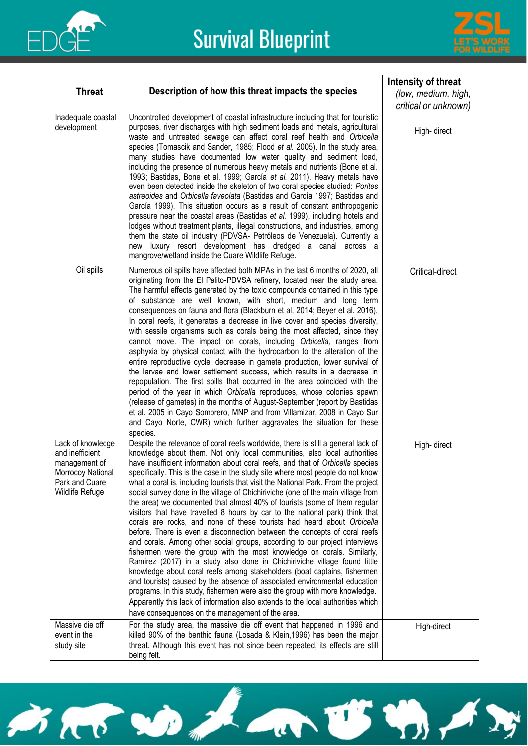| Threat | Description of how this threat impacts the species | Intensity of threat *(low, medium, high, critical or unknown)* |
|---|---|---|
| Inadequate coastal development | Uncontrolled development of coastal infrastructure including that for touristic purposes, river discharges with high sediment loads and metals, agricultural waste and untreated sewage can affect coral reef health and *Orbicella* species (Tomascik and Sander, 1985; Flood *et al.* 2005). In the study area, many studies have documented low water quality and sediment load, including the presence of numerous heavy metals and nutrients (Bone et al. 1993; Bastidas, Bone et al. 1999; García *et al.* 2011). Heavy metals have even been detected inside the skeleton of two coral species studied: *Porites astreoides* and *Orbicella faveolata* (Bastidas and García 1997; Bastidas and García 1999). This situation occurs as a result of constant anthropogenic pressure near the coastal areas (Bastidas *et al.* 1999), including hotels and lodges without treatment plants, illegal constructions, and industries, among them the state oil industry (PDVSA- Petróleos de Venezuela). Currently a new luxury resort development has dredged a canal across a mangrove/wetland inside the Cuare Wildlife Refuge. | High- direct |
| Oil spills | Numerous oil spills have affected both MPAs in the last 6 months of 2020, all originating from the El Palito-PDVSA refinery, located near the study area. The harmful effects generated by the toxic compounds contained in this type of substance are well known, with short, medium and long term consequences on fauna and flora (Blackburn et al. 2014; Beyer et al. 2016). In coral reefs, it generates a decrease in live cover and species diversity, with sessile organisms such as corals being the most affected, since they cannot move. The impact on corals, including *Orbicella,* ranges from asphyxia by physical contact with the hydrocarbon to the alteration of the entire reproductive cycle: decrease in gamete production, lower survival of the larvae and lower settlement success, which results in a decrease in repopulation. The first spills that occurred in the area coincided with the period of the year in which *Orbicella* reproduces, whose colonies spawn (release of gametes) in the months of August-September (report by Bastidas et al. 2005 in Cayo Sombrero, MNP and from Villamizar, 2008 in Cayo Sur and Cayo Norte, CWR) which further aggravates the situation for these species. | Critical-direct |
| Lack of knowledge and inefficient management of Morrocoy National Park and Cuare Wildlife Refuge | Despite the relevance of coral reefs worldwide, there is still a general lack of knowledge about them. Not only local communities, also local authorities have insufficient information about coral reefs, and that of *Orbicella* species specifically. This is the case in the study site where most people do not know what a coral is, including tourists that visit the National Park. From the project social survey done in the village of Chichiriviche (one of the main village from the area) we documented that almost 40% of tourists (some of them regular visitors that have travelled 8 hours by car to the national park) think that corals are rocks, and none of these tourists had heard about *Orbicella* before. There is even a disconnection between the concepts of coral reefs and corals. Among other social groups, according to our project interviews fishermen were the group with the most knowledge on corals. Similarly, Ramirez (2017) in a study also done in Chichiriviche village found little knowledge about coral reefs among stakeholders (boat captains, fishermen and tourists) caused by the absence of associated environmental education programs. In this study, fishermen were also the group with more knowledge. Apparently this lack of information also extends to the local authorities which have consequences on the management of the area. | High- direct |
| Massive die off event in the study site | For the study area, the massive die off event that happened in 1996 and killed 90% of the benthic fauna (Losada & Klein,1996) has been the major threat. Although this event has not since been repeated, its effects are still being felt. | High-direct |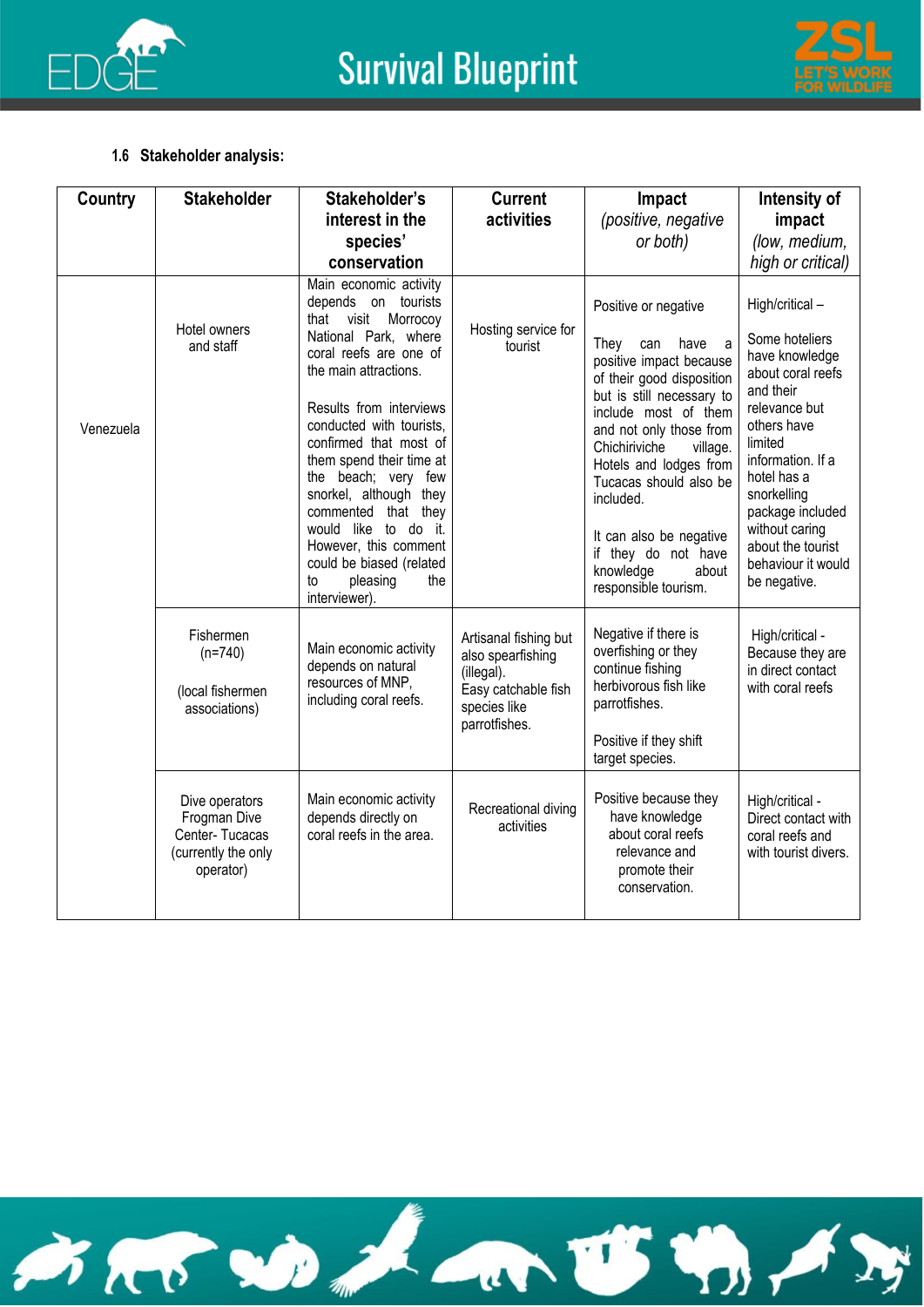### 1.6 Stakeholder analysis:

| Country | Stakeholder | Stakeholder's interest in the species' conservation | Current activities | Impact *(positive, negative or both)* | Intensity of impact *(low, medium, high or critical)* |
|---|---|---|---|---|---|
| Venezuela | Hotel owners and staff | Main economic activity depends on tourists that visit Morrocoy National Park, where coral reefs are one of the main attractions.<br><br>Results from interviews conducted with tourists, confirmed that most of them spend their time at the beach; very few snorkel, although they commented that they would like to do it. However, this comment could be biased (related to pleasing the interviewer). | Hosting service for tourist | Positive or negative<br><br>They can have a positive impact because of their good disposition but is still necessary to include most of them and not only those from Chichiriviche village. Hotels and lodges from Tucacas should also be included.<br><br>It can also be negative if they do not have knowledge about responsible tourism. | High/critical –<br><br>Some hoteliers have knowledge about coral reefs and their relevance but others have limited information. If a hotel has a snorkelling package included without caring about the tourist behaviour it would be negative. |
| | Fishermen (n=740)<br><br>(local fishermen associations) | Main economic activity depends on natural resources of MNP, including coral reefs. | Artisanal fishing but also spearfishing (illegal).<br>Easy catchable fish species like parrotfishes. | Negative if there is overfishing or they continue fishing herbivorous fish like parrotfishes.<br><br>Positive if they shift target species. | High/critical - Because they are in direct contact with coral reefs |
| | Dive operators Frogman Dive Center- Tucacas (currently the only operator) | Main economic activity depends directly on coral reefs in the area. | Recreational diving activities | Positive because they have knowledge about coral reefs relevance and promote their conservation. | High/critical - Direct contact with coral reefs and with tourist divers. |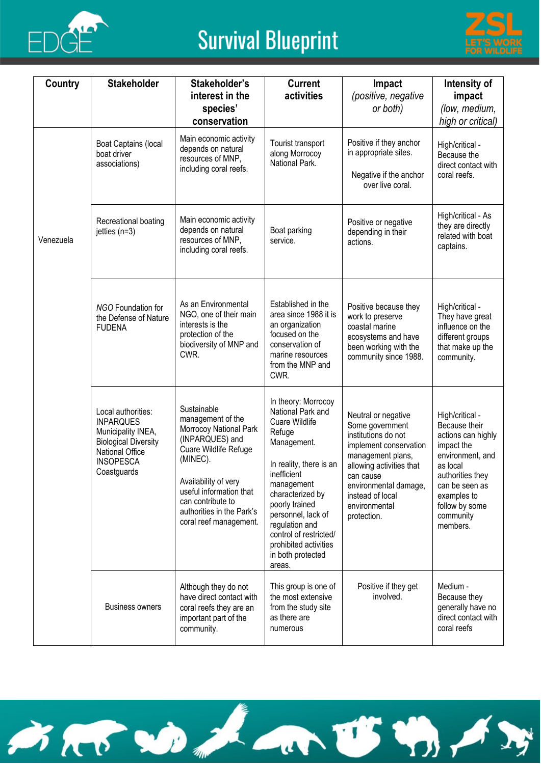| Country | Stakeholder | Stakeholder's interest in the species' conservation | Current activities | Impact *(positive, negative or both)* | Intensity of impact *(low, medium, high or critical)* |
|---|---|---|---|---|---|
| Venezuela | Boat Captains (local boat driver associations) | Main economic activity depends on natural resources of MNP, including coral reefs. | Tourist transport along Morrocoy National Park. | Positive if they anchor in appropriate sites. Negative if the anchor over live coral. | High/critical - Because the direct contact with coral reefs. |
| | Recreational boating jetties (n=3) | Main economic activity depends on natural resources of MNP, including coral reefs. | Boat parking service. | Positive or negative depending in their actions. | High/critical - As they are directly related with boat captains. |
| | *NGO* Foundation for the Defense of Nature FUDENA | As an Environmental NGO, one of their main interests is the protection of the biodiversity of MNP and CWR. | Established in the area since 1988 it is an organization focused on the conservation of marine resources from the MNP and CWR. | Positive because they work to preserve coastal marine ecosystems and have been working with the community since 1988. | High/critical - They have great influence on the different groups that make up the community. |
| | Local authorities: INPARQUES Municipality INEA, Biological Diversity National Office INSOPESCA Coastguards | Sustainable management of the Morrocoy National Park (INPARQUES) and Cuare Wildlife Refuge (MINEC). Availability of very useful information that can contribute to authorities in the Park's coral reef management. | In theory: Morrocoy National Park and Cuare Wildlife Refuge Management. In reality, there is an inefficient management characterized by poorly trained personnel, lack of regulation and control of restricted/ prohibited activities in both protected areas. | Neutral or negative Some government institutions do not implement conservation management plans, allowing activities that can cause environmental damage, instead of local environmental protection. | High/critical - Because their actions can highly impact the environment, and as local authorities they can be seen as examples to follow by some community members. |
| | Business owners | Although they do not have direct contact with coral reefs they are an important part of the community. | This group is one of the most extensive from the study site as there are numerous | Positive if they get involved. | Medium - Because they generally have no direct contact with coral reefs |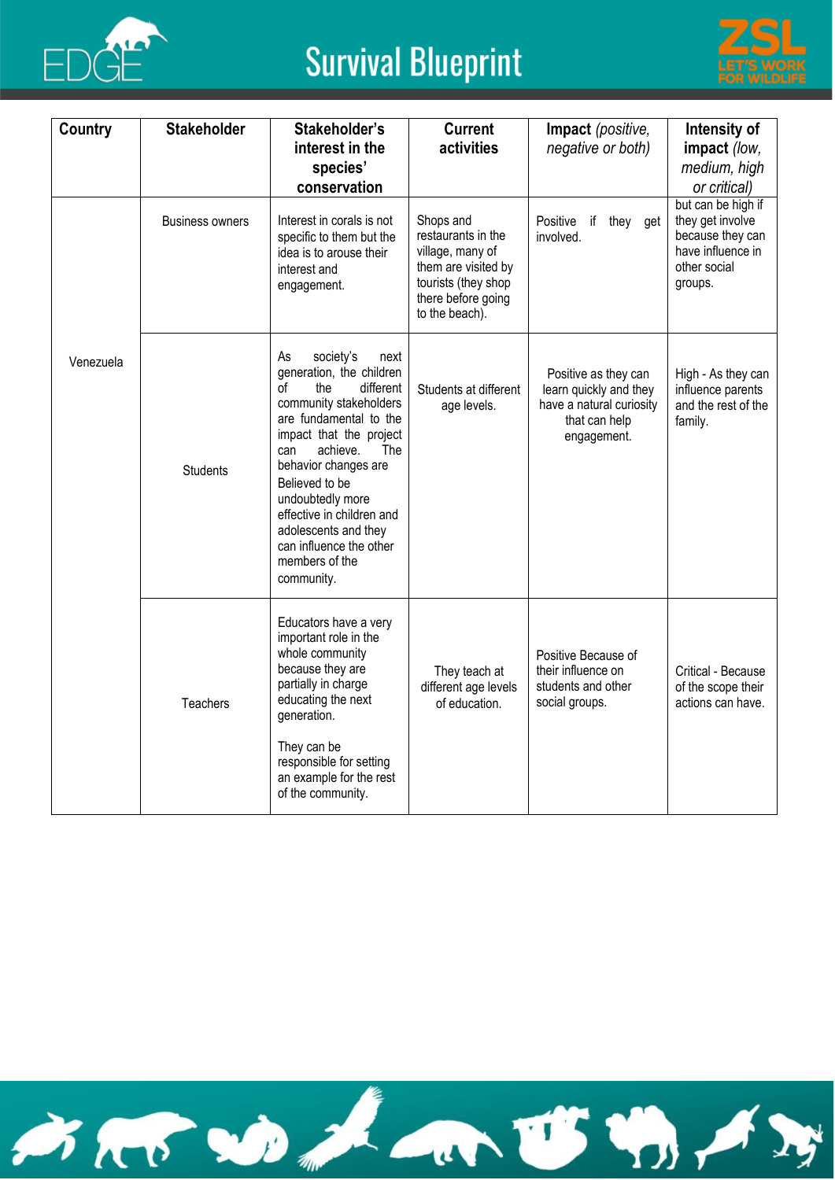| Country | Stakeholder | Stakeholder's interest in the species' conservation | Current activities | Impact *(positive, negative or both)* | Intensity of impact *(low, medium, high or critical)* |
|---|---|---|---|---|---|
| Venezuela | Business owners | Interest in corals is not specific to them but the idea is to arouse their interest and engagement. | Shops and restaurants in the village, many of them are visited by tourists (they shop there before going to the beach). | Positive if they get involved. | but can be high if they get involve because they can have influence in other social groups. |
| | Students | As society's next generation, the children of the different community stakeholders are fundamental to the impact that the project can achieve. The behavior changes are Believed to be undoubtedly more effective in children and adolescents and they can influence the other members of the community. | Students at different age levels. | Positive as they can learn quickly and they have a natural curiosity that can help engagement. | High - As they can influence parents and the rest of the family. |
| | Teachers | Educators have a very important role in the whole community because they are partially in charge educating the next generation.<br><br>They can be responsible for setting an example for the rest of the community. | They teach at different age levels of education. | Positive Because of their influence on students and other social groups. | Critical - Because of the scope their actions can have. |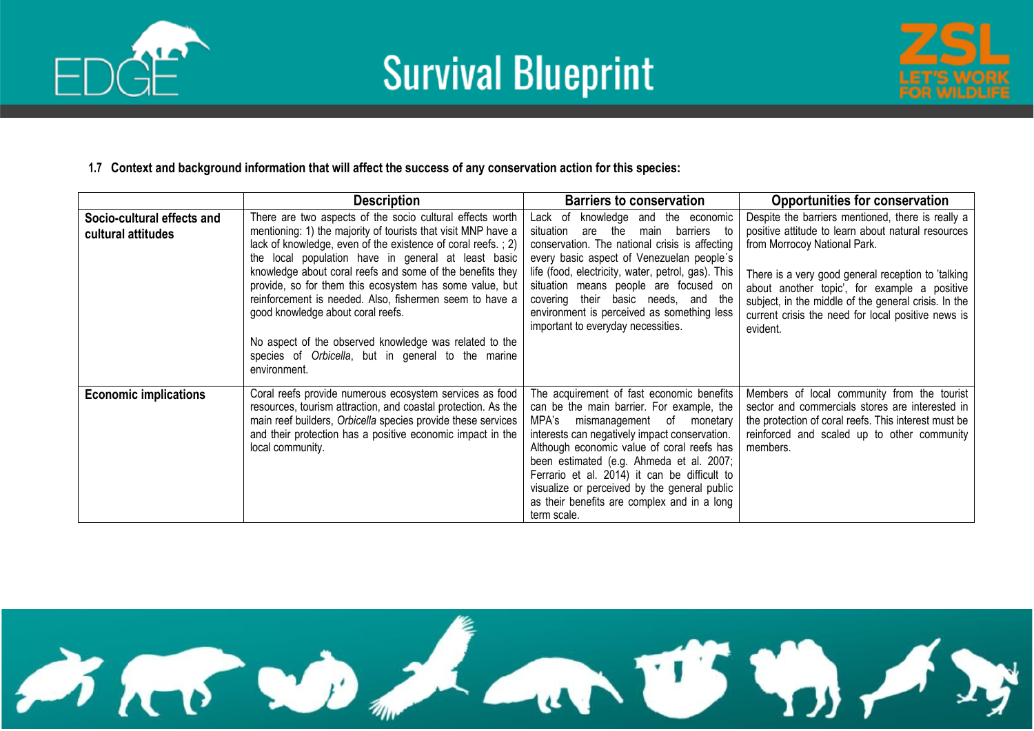**1.7 Context and background information that will affect the success of any conservation action for this species:**

| | Description | Barriers to conservation | Opportunities for conservation |
|---|---|---|---|
| **Socio-cultural effects and cultural attitudes** | There are two aspects of the socio cultural effects worth mentioning: 1) the majority of tourists that visit MNP have a lack of knowledge, even of the existence of coral reefs. ; 2) the local population have in general at least basic knowledge about coral reefs and some of the benefits they provide, so for them this ecosystem has some value, but reinforcement is needed. Also, fishermen seem to have a good knowledge about coral reefs.<br><br>No aspect of the observed knowledge was related to the species of *Orbicella*, but in general to the marine environment. | Lack of knowledge and the economic situation are the main barriers to conservation. The national crisis is affecting every basic aspect of Venezuelan people´s life (food, electricity, water, petrol, gas). This situation means people are focused on covering their basic needs, and the environment is perceived as something less important to everyday necessities. | Despite the barriers mentioned, there is really a positive attitude to learn about natural resources from Morrocoy National Park.<br><br>There is a very good general reception to 'talking about another topic', for example a positive subject, in the middle of the general crisis. In the current crisis the need for local positive news is evident. |
| **Economic implications** | Coral reefs provide numerous ecosystem services as food resources, tourism attraction, and coastal protection. As the main reef builders, *Orbicella* species provide these services and their protection has a positive economic impact in the local community. | The acquirement of fast economic benefits can be the main barrier. For example, the MPA's mismanagement of monetary interests can negatively impact conservation. Although economic value of coral reefs has been estimated (e.g. Ahmeda et al. 2007; Ferrario et al. 2014) it can be difficult to visualize or perceived by the general public as their benefits are complex and in a long term scale. | Members of local community from the tourist sector and commercials stores are interested in the protection of coral reefs. This interest must be reinforced and scaled up to other community members. |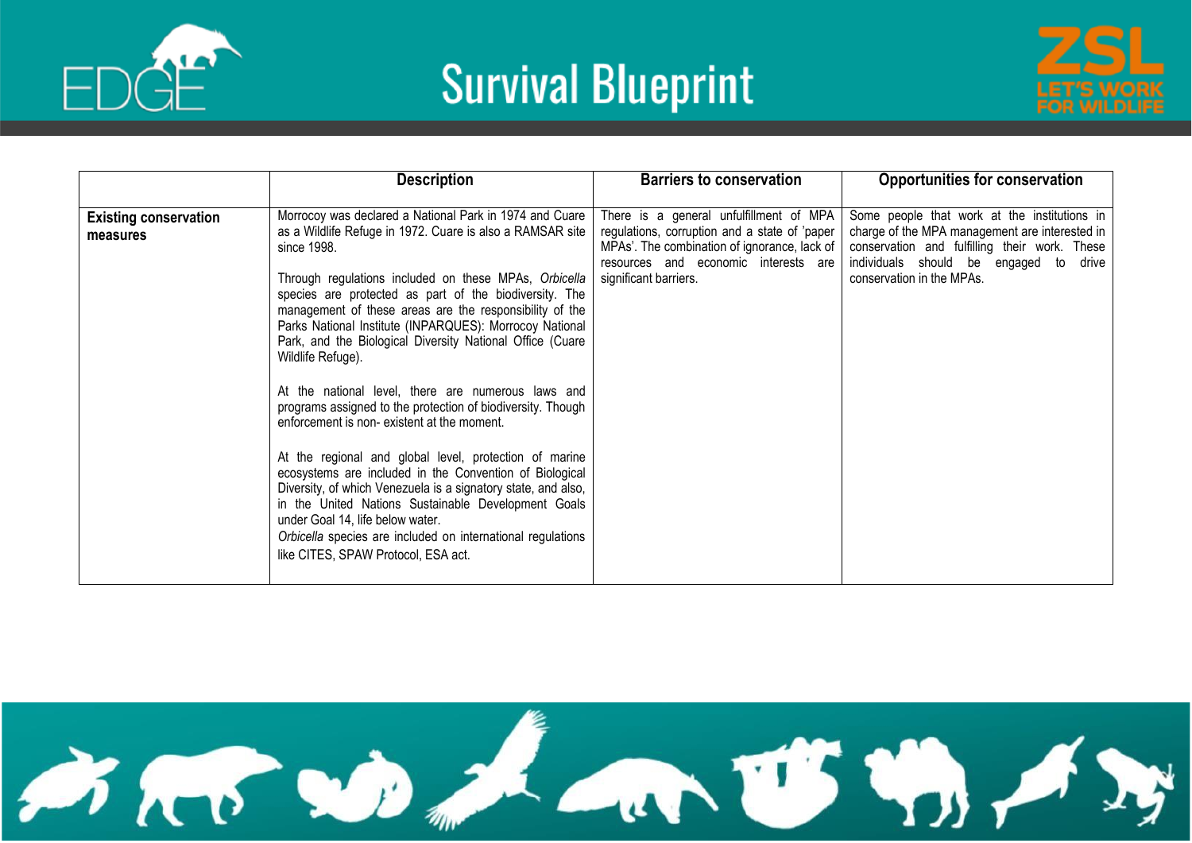| | Description | Barriers to conservation | Opportunities for conservation |
|---|---|---|---|
| **Existing conservation measures** | Morrocoy was declared a National Park in 1974 and Cuare as a Wildlife Refuge in 1972. Cuare is also a RAMSAR site since 1998.<br><br>Through regulations included on these MPAs, *Orbicella* species are protected as part of the biodiversity. The management of these areas are the responsibility of the Parks National Institute (INPARQUES): Morrocoy National Park, and the Biological Diversity National Office (Cuare Wildlife Refuge).<br><br>At the national level, there are numerous laws and programs assigned to the protection of biodiversity. Though enforcement is non- existent at the moment.<br><br>At the regional and global level, protection of marine ecosystems are included in the Convention of Biological Diversity, of which Venezuela is a signatory state, and also, in the United Nations Sustainable Development Goals under Goal 14, life below water.<br>*Orbicella* species are included on international regulations like CITES, SPAW Protocol, ESA act. | There is a general unfulfillment of MPA regulations, corruption and a state of 'paper MPAs'. The combination of ignorance, lack of resources and economic interests are significant barriers. | Some people that work at the institutions in charge of the MPA management are interested in conservation and fulfilling their work. These individuals should be engaged to drive conservation in the MPAs. |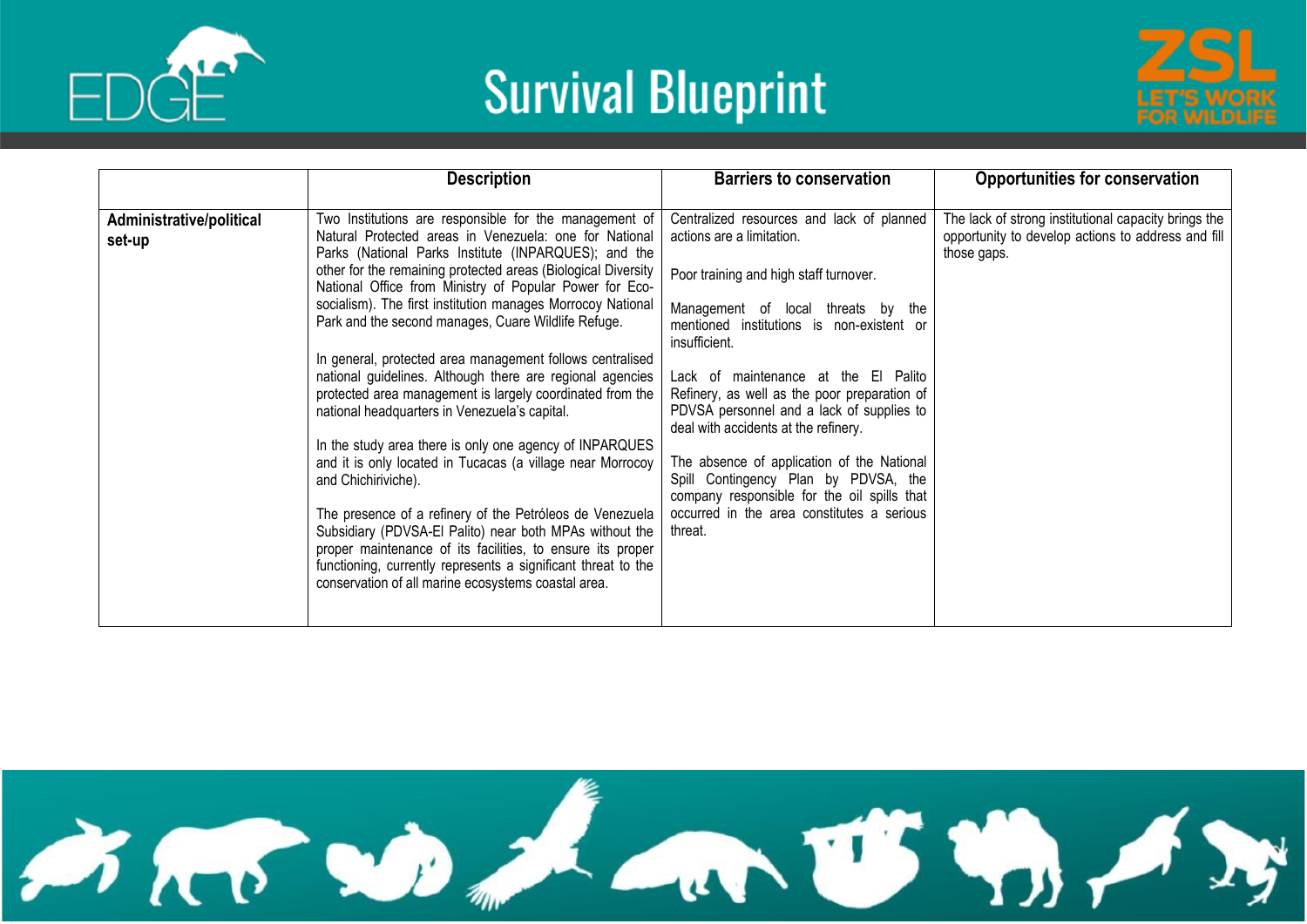| | Description | Barriers to conservation | Opportunities for conservation |
|---|---|---|---|
| **Administrative/political set-up** | Two Institutions are responsible for the management of Natural Protected areas in Venezuela: one for National Parks (National Parks Institute (INPARQUES); and the other for the remaining protected areas (Biological Diversity National Office from Ministry of Popular Power for Eco-socialism). The first institution manages Morrocoy National Park and the second manages, Cuare Wildlife Refuge.<br><br>In general, protected area management follows centralised national guidelines. Although there are regional agencies protected area management is largely coordinated from the national headquarters in Venezuela's capital.<br><br>In the study area there is only one agency of INPARQUES and it is only located in Tucacas (a village near Morrocoy and Chichiriviche).<br><br>The presence of a refinery of the Petróleos de Venezuela Subsidiary (PDVSA-El Palito) near both MPAs without the proper maintenance of its facilities, to ensure its proper functioning, currently represents a significant threat to the conservation of all marine ecosystems coastal area. | Centralized resources and lack of planned actions are a limitation.<br><br>Poor training and high staff turnover.<br><br>Management of local threats by the mentioned institutions is non-existent or insufficient.<br><br>Lack of maintenance at the El Palito Refinery, as well as the poor preparation of PDVSA personnel and a lack of supplies to deal with accidents at the refinery.<br><br>The absence of application of the National Spill Contingency Plan by PDVSA, the company responsible for the oil spills that occurred in the area constitutes a serious threat. | The lack of strong institutional capacity brings the opportunity to develop actions to address and fill those gaps. |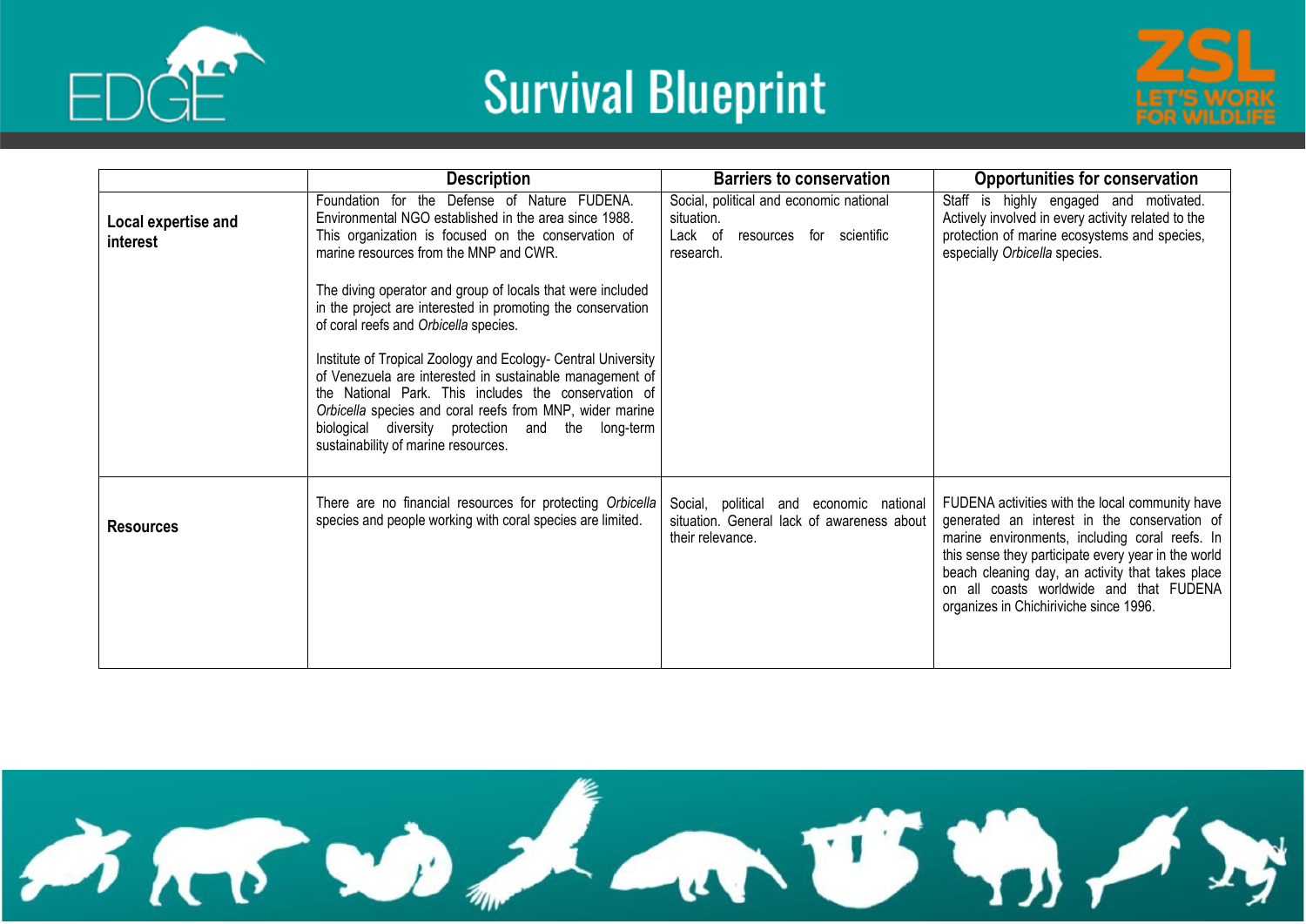| | Description | Barriers to conservation | Opportunities for conservation |
|---|---|---|---|
| **Local expertise and interest** | Foundation for the Defense of Nature FUDENA. Environmental NGO established in the area since 1988. This organization is focused on the conservation of marine resources from the MNP and CWR.<br><br>The diving operator and group of locals that were included in the project are interested in promoting the conservation of coral reefs and *Orbicella* species.<br><br>Institute of Tropical Zoology and Ecology- Central University of Venezuela are interested in sustainable management of the National Park. This includes the conservation of *Orbicella* species and coral reefs from MNP, wider marine biological diversity protection and the long-term sustainability of marine resources. | Social, political and economic national situation.<br>Lack of resources for scientific research. | Staff is highly engaged and motivated. Actively involved in every activity related to the protection of marine ecosystems and species, especially *Orbicella* species. |
| **Resources** | There are no financial resources for protecting *Orbicella* species and people working with coral species are limited. | Social, political and economic national situation. General lack of awareness about their relevance. | FUDENA activities with the local community have generated an interest in the conservation of marine environments, including coral reefs. In this sense they participate every year in the world beach cleaning day, an activity that takes place on all coasts worldwide and that FUDENA organizes in Chichiriviche since 1996. |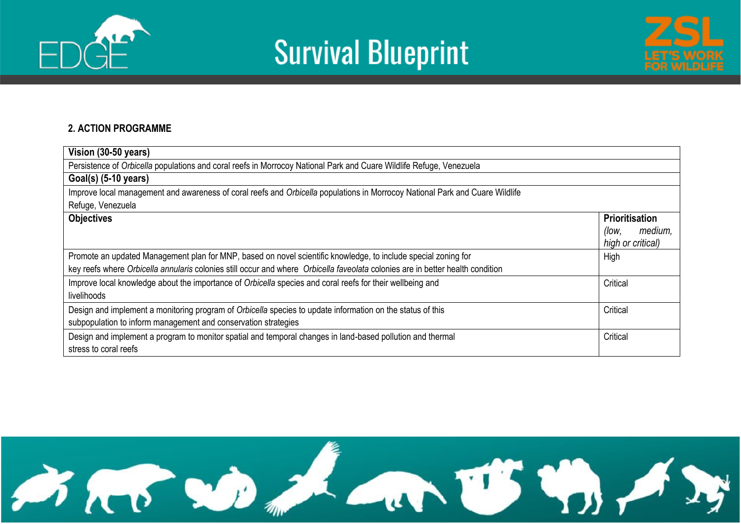## 2. ACTION PROGRAMME

| **Vision (30-50 years)** | |
|---|---|
| Persistence of *Orbicella* populations and coral reefs in Morrocoy National Park and Cuare Wildlife Refuge, Venezuela | |
| **Goal(s) (5-10 years)** | |
| Improve local management and awareness of coral reefs and *Orbicella* populations in Morrocoy National Park and Cuare Wildlife Refuge, Venezuela | |
| **Objectives** | **Prioritisation** *(low, medium, high or critical)* |
| Promote an updated Management plan for MNP, based on novel scientific knowledge, to include special zoning for key reefs where *Orbicella annularis* colonies still occur and where *Orbicella faveolata* colonies are in better health condition | High |
| Improve local knowledge about the importance of *Orbicella* species and coral reefs for their wellbeing and livelihoods | Critical |
| Design and implement a monitoring program of *Orbicella* species to update information on the status of this subpopulation to inform management and conservation strategies | Critical |
| Design and implement a program to monitor spatial and temporal changes in land-based pollution and thermal stress to coral reefs | Critical |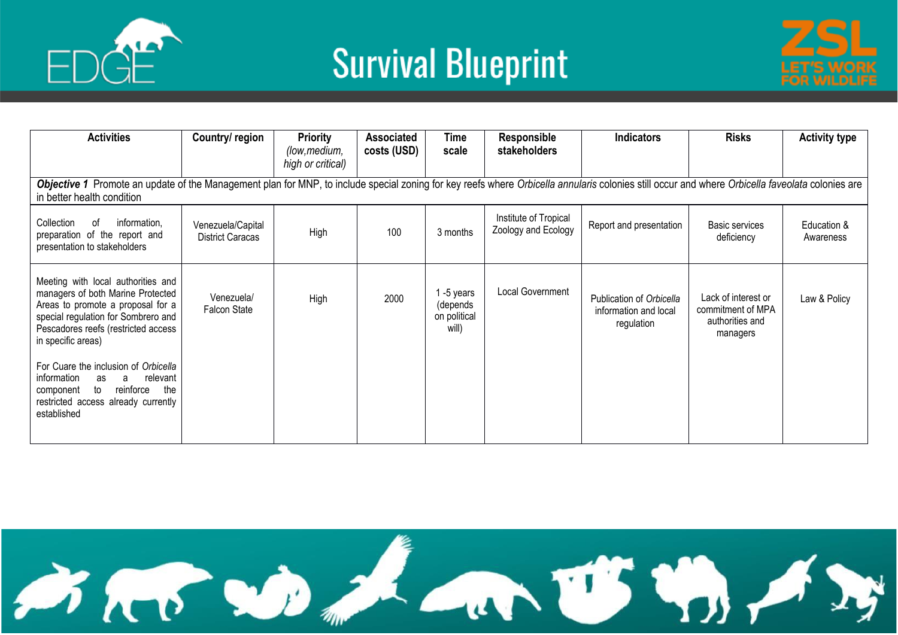| Activities | Country/ region | Priority *(low, medium, high or critical)* | Associated costs (USD) | Time scale | Responsible stakeholders | Indicators | Risks | Activity type |
|---|---|---|---|---|---|---|---|---|
| ***Objective 1*** Promote an update of the Management plan for MNP, to include special zoning for key reefs where *Orbicella annularis* colonies still occur and where *Orbicella faveolata* colonies are in better health condition | | | | | | | | |
| Collection of information, preparation of the report and presentation to stakeholders | Venezuela/Capital District Caracas | High | 100 | 3 months | Institute of Tropical Zoology and Ecology | Report and presentation | Basic services deficiency | Education & Awareness |
| Meeting with local authorities and managers of both Marine Protected Areas to promote a proposal for a special regulation for Sombrero and Pescadores reefs (restricted access in specific areas)<br><br>For Cuare the inclusion of *Orbicella* information as a relevant component to reinforce the restricted access already currently established | Venezuela/ Falcon State | High | 2000 | 1 -5 years (depends on political will) | Local Government | Publication of *Orbicella* information and local regulation | Lack of interest or commitment of MPA authorities and managers | Law & Policy |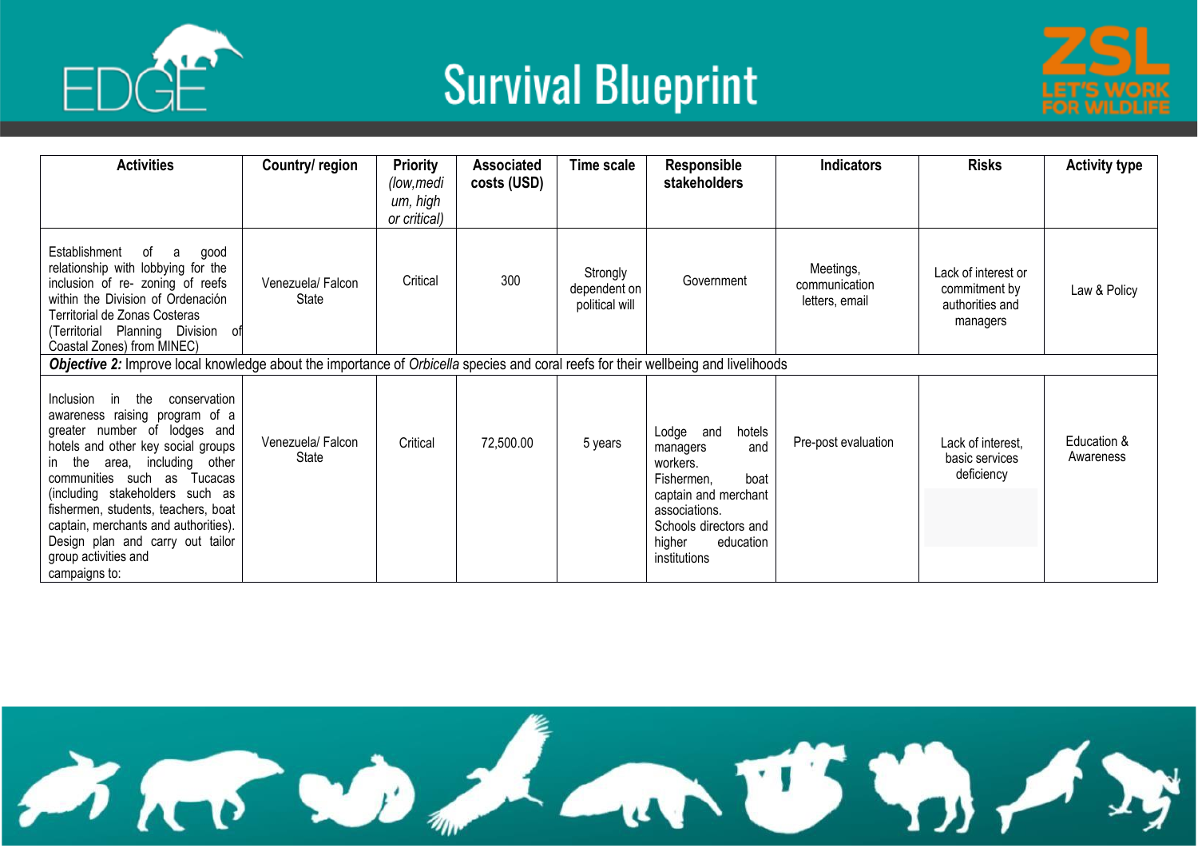| Activities | Country/ region | Priority *(low,medium, high or critical)* | Associated costs (USD) | Time scale | Responsible stakeholders | Indicators | Risks | Activity type |
|---|---|---|---|---|---|---|---|---|
| Establishment of a good relationship with lobbying for the inclusion of re- zoning of reefs within the Division of Ordenación Territorial de Zonas Costeras (Territorial Planning Division of Coastal Zones) from MINEC) | Venezuela/ Falcon State | Critical | 300 | Strongly dependent on political will | Government | Meetings, communication letters, email | Lack of interest or commitment by authorities and managers | Law & Policy |
| ***Objective 2:*** Improve local knowledge about the importance of *Orbicella* species and coral reefs for their wellbeing and livelihoods | | | | | | | | |
| Inclusion in the conservation awareness raising program of a greater number of lodges and hotels and other key social groups in the area, including other communities such as Tucacas (including stakeholders such as fishermen, students, teachers, boat captain, merchants and authorities). Design plan and carry out tailor group activities and campaigns to: | Venezuela/ Falcon State | Critical | 72,500.00 | 5 years | Lodge and hotels managers and workers. Fishermen, boat captain and merchant associations. Schools directors and higher education institutions | Pre-post evaluation | Lack of interest, basic services deficiency | Education & Awareness |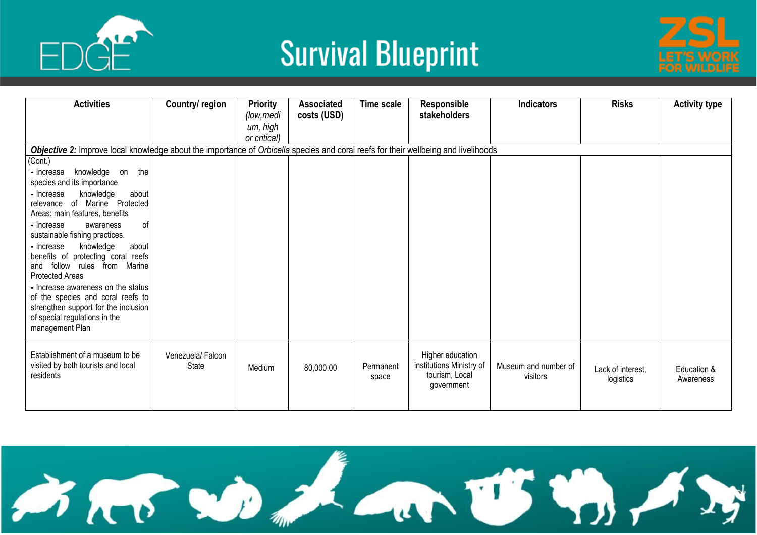| Activities | Country/ region | Priority *(low,medium, high or critical)* | Associated costs (USD) | Time scale | Responsible stakeholders | Indicators | Risks | Activity type |
|---|---|---|---|---|---|---|---|---|
| ***Objective 2:*** Improve local knowledge about the importance of *Orbicella* species and coral reefs for their wellbeing and livelihoods | | | | | | | | |
| (Cont.)<br>**-** Increase knowledge on the species and its importance<br>**-** Increase knowledge about relevance of Marine Protected Areas: main features, benefits<br>**-** Increase awareness of sustainable fishing practices.<br>**-** Increase knowledge about benefits of protecting coral reefs and follow rules from Marine Protected Areas<br>**-** Increase awareness on the status of the species and coral reefs to strengthen support for the inclusion of special regulations in the management Plan | | | | | | | | |
| Establishment of a museum to be visited by both tourists and local residents | Venezuela/ Falcon State | Medium | 80,000.00 | Permanent space | Higher education institutions Ministry of tourism, Local government | Museum and number of visitors | Lack of interest, logistics | Education & Awareness |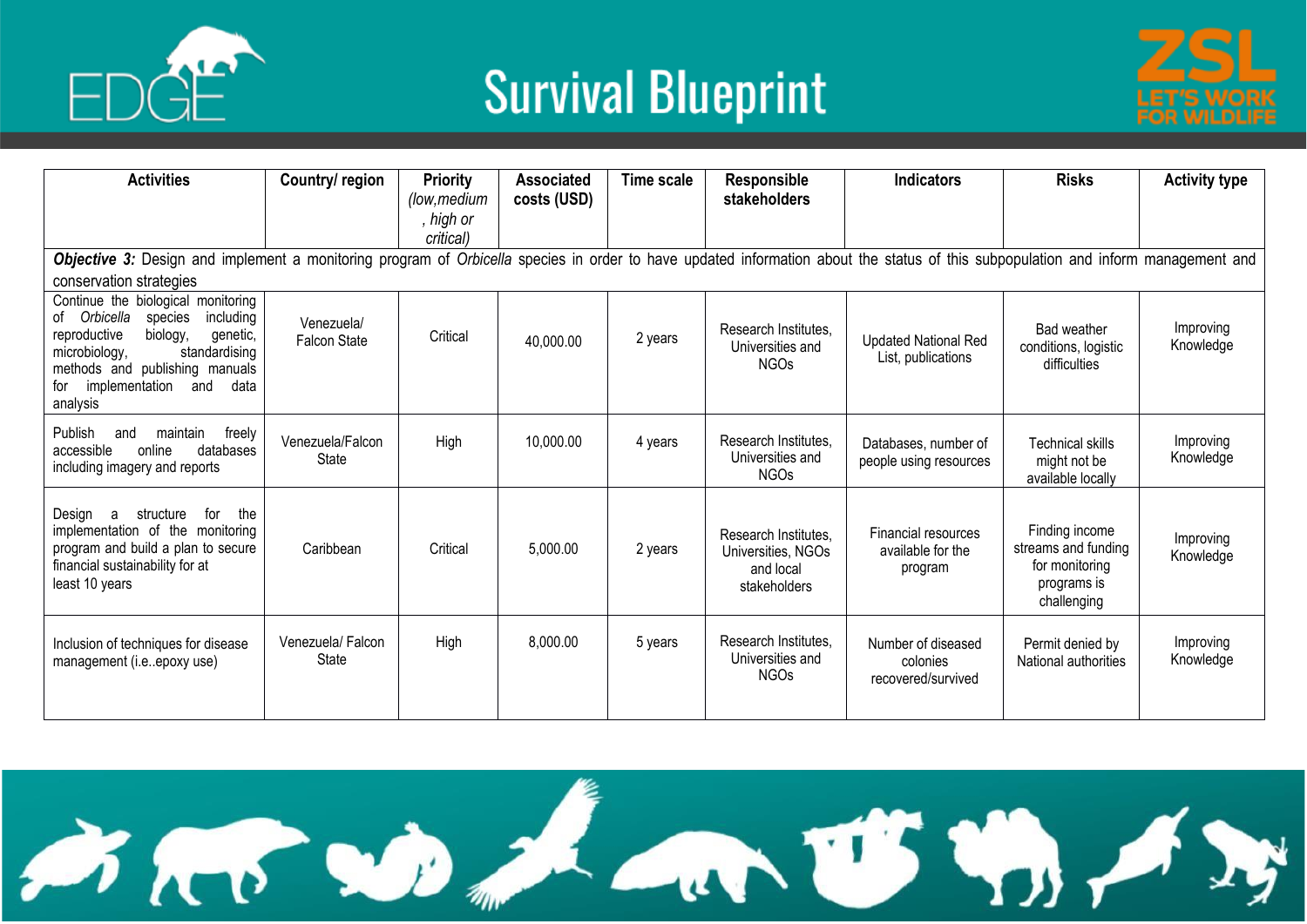| Activities | Country/ region | Priority *(low,medium , high or critical)* | Associated costs (USD) | Time scale | Responsible stakeholders | Indicators | Risks | Activity type |
|---|---|---|---|---|---|---|---|---|
| ***Objective 3:*** Design and implement a monitoring program of *Orbicella* species in order to have updated information about the status of this subpopulation and inform management and conservation strategies | | | | | | | | |
| Continue the biological monitoring of *Orbicella* species including reproductive biology, genetic, microbiology, standardising methods and publishing manuals for implementation and data analysis | Venezuela/ Falcon State | Critical | 40,000.00 | 2 years | Research Institutes, Universities and NGOs | Updated National Red List, publications | Bad weather conditions, logistic difficulties | Improving Knowledge |
| Publish and maintain freely accessible online databases including imagery and reports | Venezuela/Falcon State | High | 10,000.00 | 4 years | Research Institutes, Universities and NGOs | Databases, number of people using resources | Technical skills might not be available locally | Improving Knowledge |
| Design a structure for the implementation of the monitoring program and build a plan to secure financial sustainability for at least 10 years | Caribbean | Critical | 5,000.00 | 2 years | Research Institutes, Universities, NGOs and local stakeholders | Financial resources available for the program | Finding income streams and funding for monitoring programs is challenging | Improving Knowledge |
| Inclusion of techniques for disease management (i.e..epoxy use) | Venezuela/ Falcon State | High | 8,000.00 | 5 years | Research Institutes, Universities and NGOs | Number of diseased colonies recovered/survived | Permit denied by National authorities | Improving Knowledge |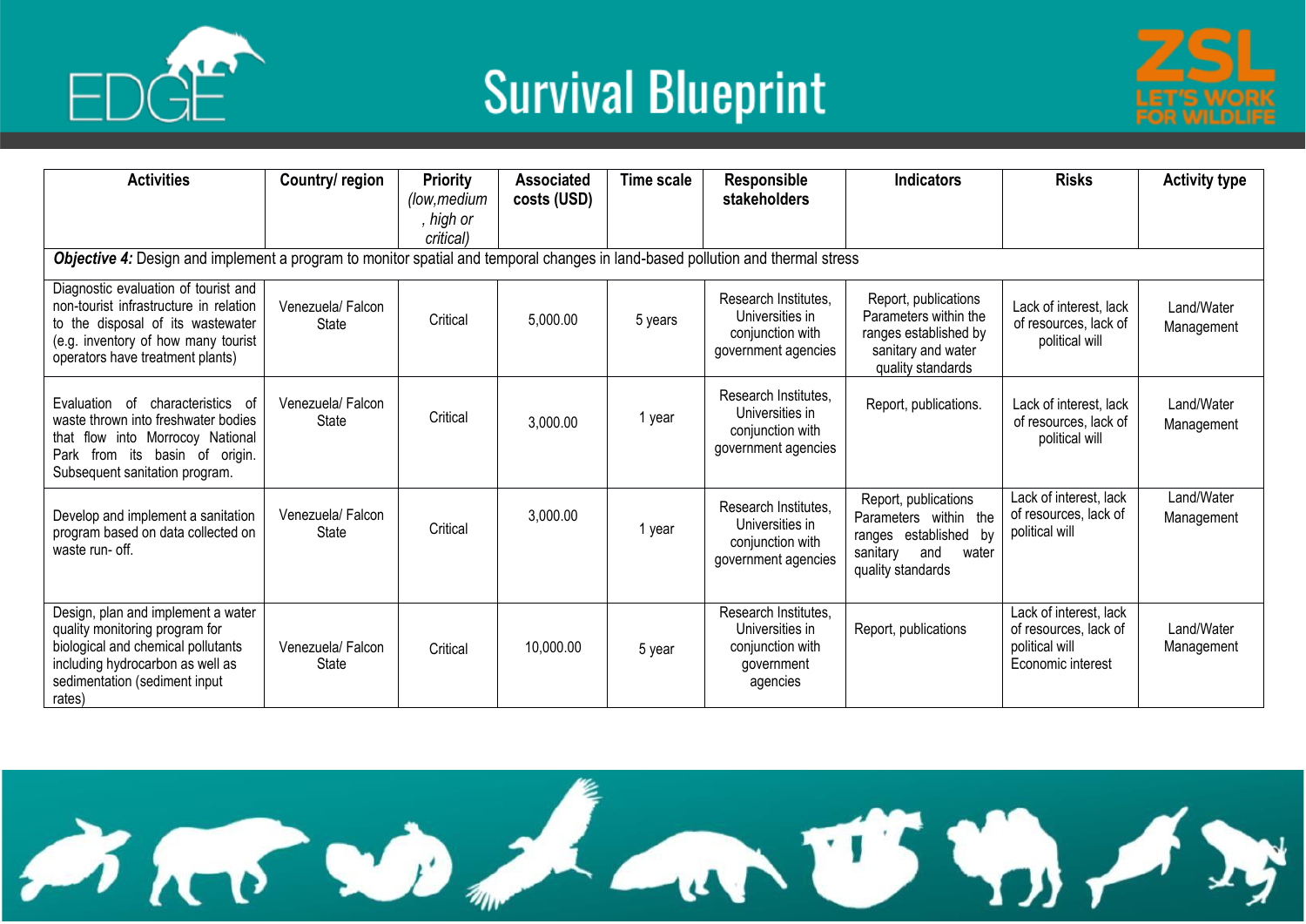| Activities | Country/ region | Priority *(low,medium , high or critical)* | Associated costs (USD) | Time scale | Responsible stakeholders | Indicators | Risks | Activity type |
|---|---|---|---|---|---|---|---|---|
| ***Objective 4:*** Design and implement a program to monitor spatial and temporal changes in land-based pollution and thermal stress | | | | | | | | |
| Diagnostic evaluation of tourist and non-tourist infrastructure in relation to the disposal of its wastewater (e.g. inventory of how many tourist operators have treatment plants) | Venezuela/ Falcon State | Critical | 5,000.00 | 5 years | Research Institutes, Universities in conjunction with government agencies | Report, publications Parameters within the ranges established by sanitary and water quality standards | Lack of interest, lack of resources, lack of political will | Land/Water Management |
| Evaluation of characteristics of waste thrown into freshwater bodies that flow into Morrocoy National Park from its basin of origin. Subsequent sanitation program. | Venezuela/ Falcon State | Critical | 3,000.00 | 1 year | Research Institutes, Universities in conjunction with government agencies | Report, publications. | Lack of interest, lack of resources, lack of political will | Land/Water Management |
| Develop and implement a sanitation program based on data collected on waste run- off. | Venezuela/ Falcon State | Critical | 3,000.00 | 1 year | Research Institutes, Universities in conjunction with government agencies | Report, publications Parameters within the ranges established by sanitary and water quality standards | Lack of interest, lack of resources, lack of political will | Land/Water Management |
| Design, plan and implement a water quality monitoring program for biological and chemical pollutants including hydrocarbon as well as sedimentation (sediment input rates) | Venezuela/ Falcon State | Critical | 10,000.00 | 5 year | Research Institutes, Universities in conjunction with government agencies | Report, publications | Lack of interest, lack of resources, lack of political will Economic interest | Land/Water Management |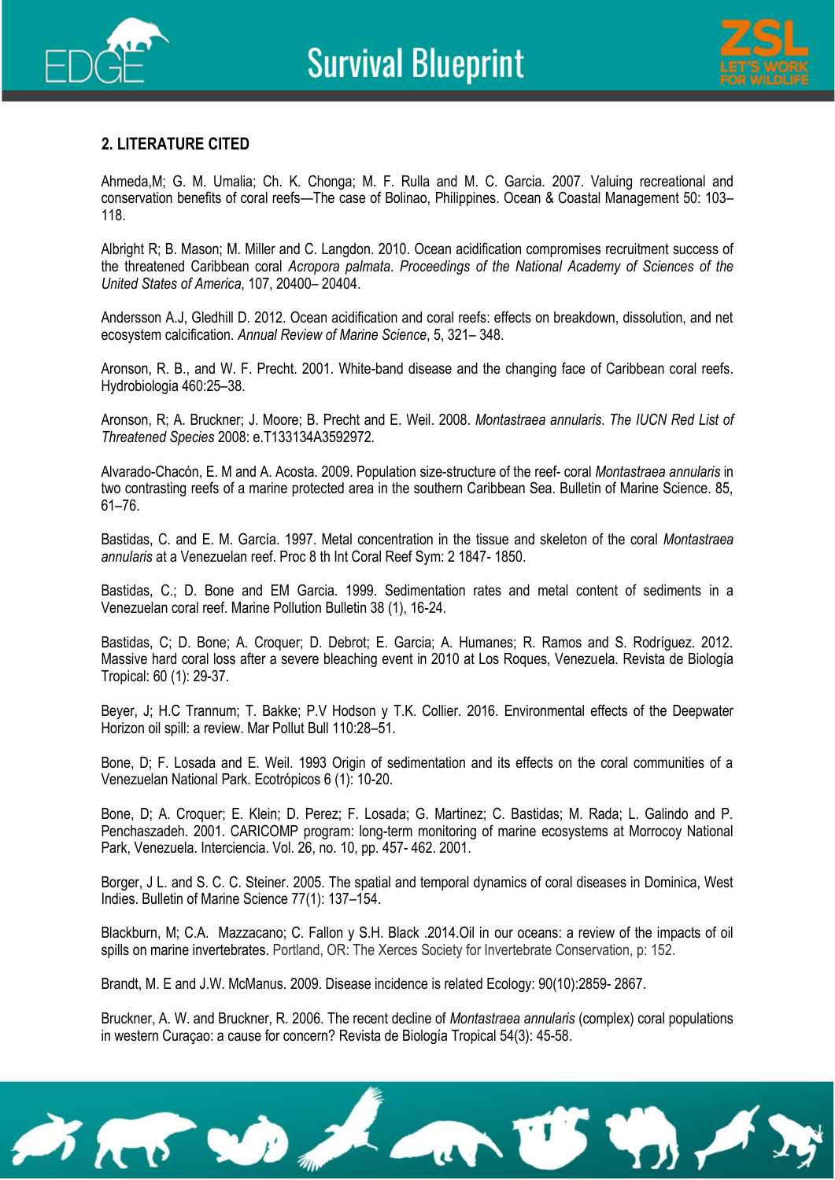## 2. LITERATURE CITED

Ahmeda,M; G. M. Umalia; Ch. K. Chonga; M. F. Rulla and M. C. Garcia. 2007. Valuing recreational and conservation benefits of coral reefs—The case of Bolinao, Philippines. Ocean & Coastal Management 50: 103–118.

Albright R; B. Mason; M. Miller and C. Langdon. 2010. Ocean acidification compromises recruitment success of the threatened Caribbean coral *Acropora palmata*. *Proceedings of the National Academy of Sciences of the United States of America*, 107, 20400– 20404.

Andersson A.J, Gledhill D. 2012. Ocean acidification and coral reefs: effects on breakdown, dissolution, and net ecosystem calcification. *Annual Review of Marine Science*, 5, 321– 348.

Aronson, R. B., and W. F. Precht. 2001. White-band disease and the changing face of Caribbean coral reefs. Hydrobiologia 460:25–38.

Aronson, R; A. Bruckner; J. Moore; B. Precht and E. Weil. 2008. *Montastraea annularis*. *The IUCN Red List of Threatened Species* 2008: e.T133134A3592972.

Alvarado-Chacón, E. M and A. Acosta. 2009. Population size-structure of the reef- coral *Montastraea annularis* in two contrasting reefs of a marine protected area in the southern Caribbean Sea. Bulletin of Marine Science. 85, 61–76.

Bastidas, C. and E. M. García. 1997. Metal concentration in the tissue and skeleton of the coral *Montastraea annularis* at a Venezuelan reef. Proc 8 th Int Coral Reef Sym: 2 1847- 1850.

Bastidas, C.; D. Bone and EM Garcia. 1999. Sedimentation rates and metal content of sediments in a Venezuelan coral reef. Marine Pollution Bulletin 38 (1), 16-24.

Bastidas, C; D. Bone; A. Croquer; D. Debrot; E. Garcia; A. Humanes; R. Ramos and S. Rodríguez. 2012. Massive hard coral loss after a severe bleaching event in 2010 at Los Roques, Venezuela. Revista de Biología Tropical: 60 (1): 29-37.

Beyer, J; H.C Trannum; T. Bakke; P.V Hodson y T.K. Collier. 2016. Environmental effects of the Deepwater Horizon oil spill: a review. Mar Pollut Bull 110:28–51.

Bone, D; F. Losada and E. Weil. 1993 Origin of sedimentation and its effects on the coral communities of a Venezuelan National Park. Ecotrópicos 6 (1): 10-20.

Bone, D; A. Croquer; E. Klein; D. Perez; F. Losada; G. Martinez; C. Bastidas; M. Rada; L. Galindo and P. Penchaszadeh. 2001. CARICOMP program: long-term monitoring of marine ecosystems at Morrocoy National Park, Venezuela. Interciencia. Vol. 26, no. 10, pp. 457- 462. 2001.

Borger, J L. and S. C. C. Steiner. 2005. The spatial and temporal dynamics of coral diseases in Dominica, West Indies. Bulletin of Marine Science 77(1): 137–154.

Blackburn, M; C.A. Mazzacano; C. Fallon y S.H. Black .2014.Oil in our oceans: a review of the impacts of oil spills on marine invertebrates. Portland, OR: The Xerces Society for Invertebrate Conservation, p: 152.

Brandt, M. E and J.W. McManus. 2009. Disease incidence is related Ecology: 90(10):2859- 2867.

Bruckner, A. W. and Bruckner, R. 2006. The recent decline of *Montastraea annularis* (complex) coral populations in western Curaçao: a cause for concern? Revista de Biología Tropical 54(3): 45-58.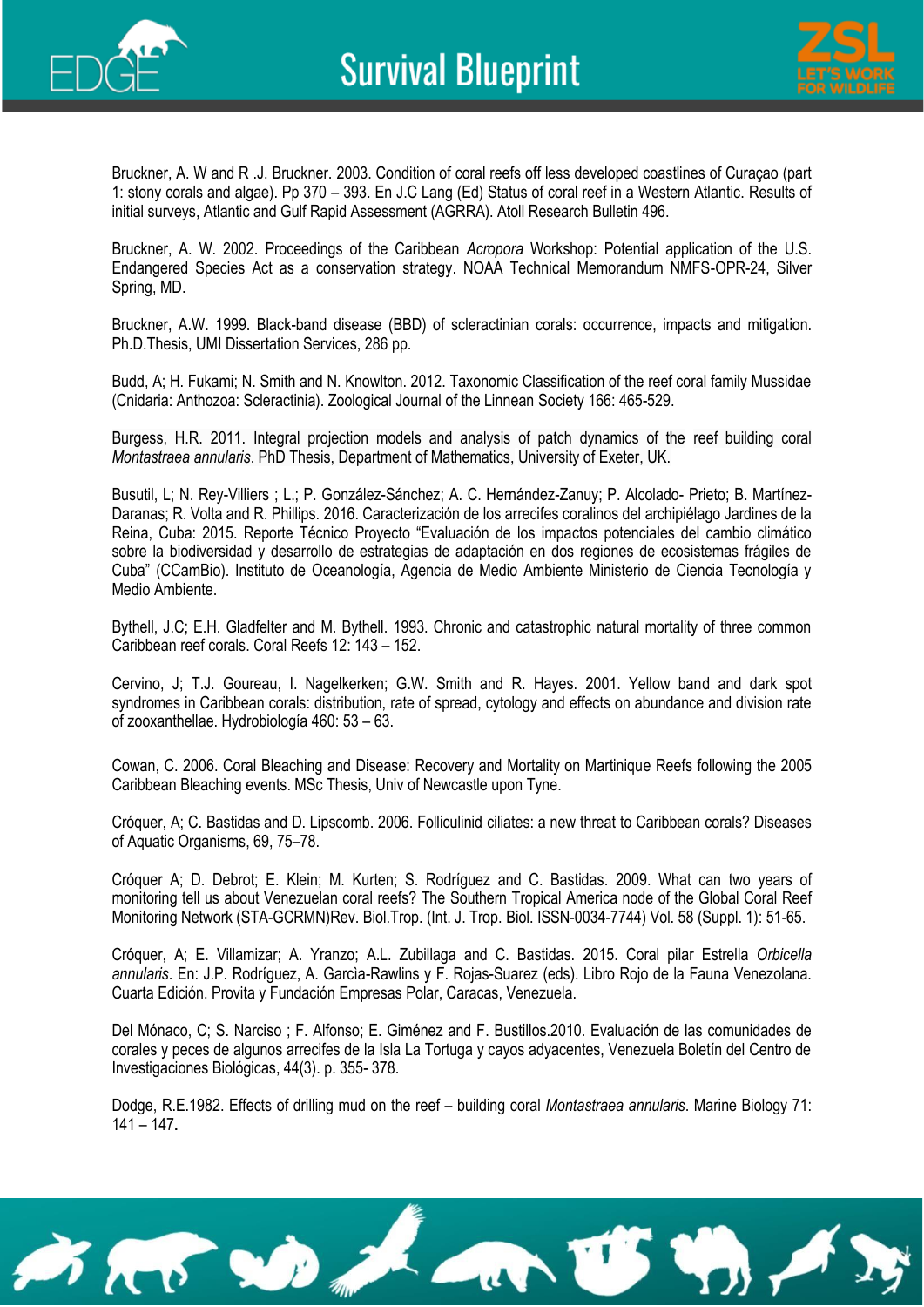Bruckner, A. W and R .J. Bruckner. 2003. Condition of coral reefs off less developed coastlines of Curaçao (part 1: stony corals and algae). Pp 370 – 393. En J.C Lang (Ed) Status of coral reef in a Western Atlantic. Results of initial surveys, Atlantic and Gulf Rapid Assessment (AGRRA). Atoll Research Bulletin 496.

Bruckner, A. W. 2002. Proceedings of the Caribbean *Acropora* Workshop: Potential application of the U.S. Endangered Species Act as a conservation strategy. NOAA Technical Memorandum NMFS-OPR-24, Silver Spring, MD.

Bruckner, A.W. 1999. Black-band disease (BBD) of scleractinian corals: occurrence, impacts and mitigation. Ph.D.Thesis, UMI Dissertation Services, 286 pp.

Budd, A; H. Fukami; N. Smith and N. Knowlton. 2012. Taxonomic Classification of the reef coral family Mussidae (Cnidaria: Anthozoa: Scleractinia). Zoological Journal of the Linnean Society 166: 465-529.

Burgess, H.R. 2011. Integral projection models and analysis of patch dynamics of the reef building coral *Montastraea annularis*. PhD Thesis, Department of Mathematics, University of Exeter, UK.

Busutil, L; N. Rey-Villiers ; L.; P. González-Sánchez; A. C. Hernández-Zanuy; P. Alcolado- Prieto; B. Martínez-Daranas; R. Volta and R. Phillips. 2016. Caracterización de los arrecifes coralinos del archipiélago Jardines de la Reina, Cuba: 2015. Reporte Técnico Proyecto "Evaluación de los impactos potenciales del cambio climático sobre la biodiversidad y desarrollo de estrategias de adaptación en dos regiones de ecosistemas frágiles de Cuba" (CCamBio). Instituto de Oceanología, Agencia de Medio Ambiente Ministerio de Ciencia Tecnología y Medio Ambiente.

Bythell, J.C; E.H. Gladfelter and M. Bythell. 1993. Chronic and catastrophic natural mortality of three common Caribbean reef corals. Coral Reefs 12: 143 – 152.

Cervino, J; T.J. Goureau, I. Nagelkerken; G.W. Smith and R. Hayes. 2001. Yellow band and dark spot syndromes in Caribbean corals: distribution, rate of spread, cytology and effects on abundance and division rate of zooxanthellae. Hydrobiología 460: 53 – 63.

Cowan, C. 2006. Coral Bleaching and Disease: Recovery and Mortality on Martinique Reefs following the 2005 Caribbean Bleaching events. MSc Thesis, Univ of Newcastle upon Tyne.

Cróquer, A; C. Bastidas and D. Lipscomb. 2006. Folliculinid ciliates: a new threat to Caribbean corals? Diseases of Aquatic Organisms, 69, 75–78.

Cróquer A; D. Debrot; E. Klein; M. Kurten; S. Rodríguez and C. Bastidas. 2009. What can two years of monitoring tell us about Venezuelan coral reefs? The Southern Tropical America node of the Global Coral Reef Monitoring Network (STA-GCRMN)Rev. Biol.Trop. (Int. J. Trop. Biol. ISSN-0034-7744) Vol. 58 (Suppl. 1): 51-65.

Cróquer, A; E. Villamizar; A. Yranzo; A.L. Zubillaga and C. Bastidas. 2015. Coral pilar Estrella *Orbicella annularis*. En: J.P. Rodríguez, A. Garcìa-Rawlins y F. Rojas-Suarez (eds). Libro Rojo de la Fauna Venezolana. Cuarta Edición. Provita y Fundación Empresas Polar, Caracas, Venezuela.

Del Mónaco, C; S. Narciso ; F. Alfonso; E. Giménez and F. Bustillos.2010. Evaluación de las comunidades de corales y peces de algunos arrecifes de la Isla La Tortuga y cayos adyacentes, Venezuela Boletín del Centro de Investigaciones Biológicas, 44(3). p. 355- 378.

Dodge, R.E.1982. Effects of drilling mud on the reef – building coral *Montastraea annularis*. Marine Biology 71: 141 – 147.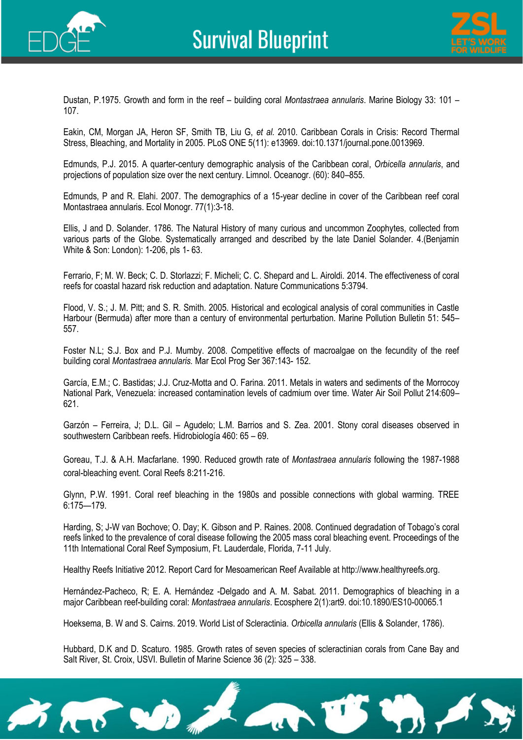Dustan, P.1975. Growth and form in the reef – building coral *Montastraea annularis*. Marine Biology 33: 101 – 107.

Eakin, CM, Morgan JA, Heron SF, Smith TB, Liu G, *et al.* 2010. Caribbean Corals in Crisis: Record Thermal Stress, Bleaching, and Mortality in 2005. PLoS ONE 5(11): e13969. doi:10.1371/journal.pone.0013969.

Edmunds, P.J. 2015. A quarter-century demographic analysis of the Caribbean coral, *Orbicella annularis*, and projections of population size over the next century. Limnol. Oceanogr. (60): 840–855.

Edmunds, P and R. Elahi. 2007. The demographics of a 15-year decline in cover of the Caribbean reef coral Montastraea annularis. Ecol Monogr. 77(1):3-18.

Ellis, J and D. Solander. 1786. The Natural History of many curious and uncommon Zoophytes, collected from various parts of the Globe. Systematically arranged and described by the late Daniel Solander. 4.(Benjamin White & Son: London): 1-206, pls 1- 63.

Ferrario, F; M. W. Beck; C. D. Storlazzi; F. Micheli; C. C. Shepard and L. Airoldi. 2014. The effectiveness of coral reefs for coastal hazard risk reduction and adaptation. Nature Communications 5:3794.

Flood, V. S.; J. M. Pitt; and S. R. Smith. 2005. Historical and ecological analysis of coral communities in Castle Harbour (Bermuda) after more than a century of environmental perturbation. Marine Pollution Bulletin 51: 545–557.

Foster N.L; S.J. Box and P.J. Mumby. 2008. Competitive effects of macroalgae on the fecundity of the reef building coral *Montastraea annularis.* Mar Ecol Prog Ser 367:143- 152.

García, E.M.; C. Bastidas; J.J. Cruz-Motta and O. Farina. 2011. Metals in waters and sediments of the Morrocoy National Park, Venezuela: increased contamination levels of cadmium over time. Water Air Soil Pollut 214:609–621.

Garzón – Ferreira, J; D.L. Gil – Agudelo; L.M. Barrios and S. Zea. 2001. Stony coral diseases observed in southwestern Caribbean reefs. Hidrobiología 460: 65 – 69.

Goreau, T.J. & A.H. Macfarlane. 1990. Reduced growth rate of *Montastraea annularis* following the 1987-1988 coral-bleaching event. Coral Reefs 8:211-216.

Glynn, P.W. 1991. Coral reef bleaching in the 1980s and possible connections with global warming. TREE 6:175—179.

Harding, S; J-W van Bochove; O. Day; K. Gibson and P. Raines. 2008. Continued degradation of Tobago's coral reefs linked to the prevalence of coral disease following the 2005 mass coral bleaching event. Proceedings of the 11th International Coral Reef Symposium, Ft. Lauderdale, Florida, 7-11 July.

Healthy Reefs Initiative 2012. Report Card for Mesoamerican Reef Available at http://www.healthyreefs.org.

Hernández-Pacheco, R; E. A. Hernández -Delgado and A. M. Sabat. 2011. Demographics of bleaching in a major Caribbean reef-building coral: *Montastraea annularis*. Ecosphere 2(1):art9. doi:10.1890/ES10-00065.1

Hoeksema, B. W and S. Cairns. 2019. World List of Scleractinia. *Orbicella annularis* (Ellis & Solander, 1786).

Hubbard, D.K and D. Scaturo. 1985. Growth rates of seven species of scleractinian corals from Cane Bay and Salt River, St. Croix, USVI. Bulletin of Marine Science 36 (2): 325 – 338.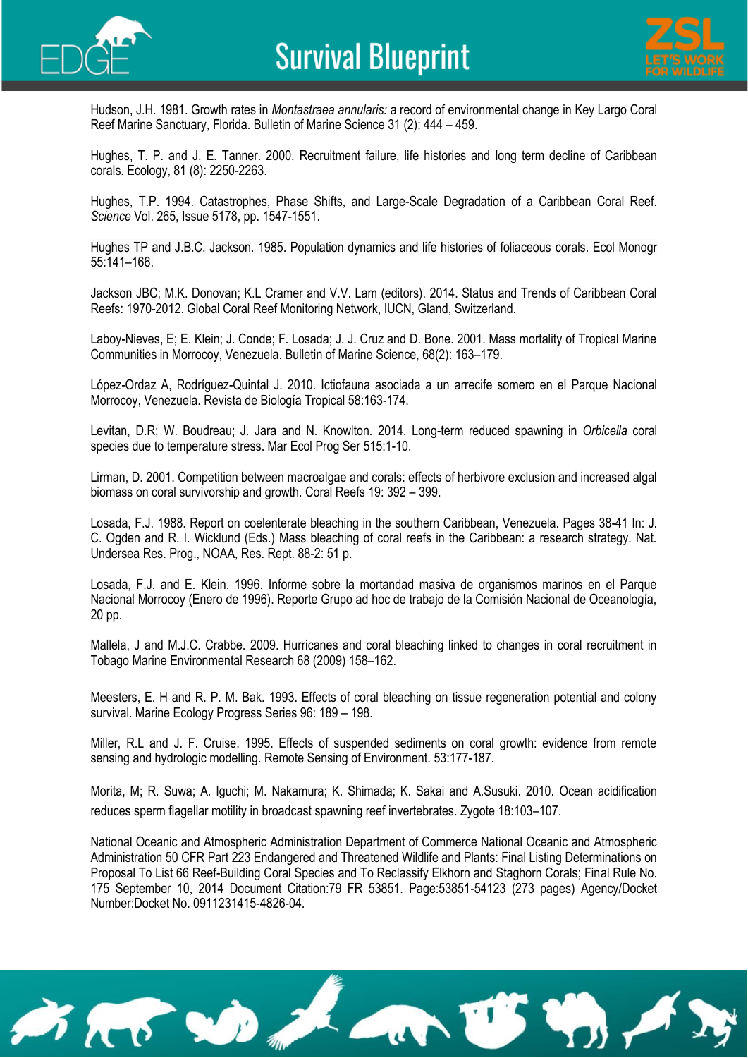Hudson, J.H. 1981. Growth rates in *Montastraea annularis:* a record of environmental change in Key Largo Coral Reef Marine Sanctuary, Florida. Bulletin of Marine Science 31 (2): 444 – 459.

Hughes, T. P. and J. E. Tanner. 2000. Recruitment failure, life histories and long term decline of Caribbean corals. Ecology, 81 (8): 2250-2263.

Hughes, T.P. 1994. Catastrophes, Phase Shifts, and Large-Scale Degradation of a Caribbean Coral Reef. *Science* Vol. 265, Issue 5178, pp. 1547-1551.

Hughes TP and J.B.C. Jackson. 1985. Population dynamics and life histories of foliaceous corals. Ecol Monogr 55:141–166.

Jackson JBC; M.K. Donovan; K.L Cramer and V.V. Lam (editors). 2014. Status and Trends of Caribbean Coral Reefs: 1970-2012. Global Coral Reef Monitoring Network, IUCN, Gland, Switzerland.

Laboy-Nieves, E; E. Klein; J. Conde; F. Losada; J. J. Cruz and D. Bone. 2001. Mass mortality of Tropical Marine Communities in Morrocoy, Venezuela. Bulletin of Marine Science, 68(2): 163–179.

López-Ordaz A, Rodríguez-Quintal J. 2010. Ictiofauna asociada a un arrecife somero en el Parque Nacional Morrocoy, Venezuela. Revista de Biología Tropical 58:163-174.

Levitan, D.R; W. Boudreau; J. Jara and N. Knowlton. 2014. Long-term reduced spawning in *Orbicella* coral species due to temperature stress. Mar Ecol Prog Ser 515:1-10.

Lirman, D. 2001. Competition between macroalgae and corals: effects of herbivore exclusion and increased algal biomass on coral survivorship and growth. Coral Reefs 19: 392 – 399.

Losada, F.J. 1988. Report on coelenterate bleaching in the southern Caribbean, Venezuela. Pages 38-41 In: J. C. Ogden and R. I. Wicklund (Eds.) Mass bleaching of coral reefs in the Caribbean: a research strategy. Nat. Undersea Res. Prog., NOAA, Res. Rept. 88-2: 51 p.

Losada, F.J. and E. Klein. 1996. Informe sobre la mortandad masiva de organismos marinos en el Parque Nacional Morrocoy (Enero de 1996). Reporte Grupo ad hoc de trabajo de la Comisión Nacional de Oceanología, 20 pp.

Mallela, J and M.J.C. Crabbe. 2009. Hurricanes and coral bleaching linked to changes in coral recruitment in Tobago Marine Environmental Research 68 (2009) 158–162.

Meesters, E. H and R. P. M. Bak. 1993. Effects of coral bleaching on tissue regeneration potential and colony survival. Marine Ecology Progress Series 96: 189 – 198.

Miller, R.L and J. F. Cruise. 1995. Effects of suspended sediments on coral growth: evidence from remote sensing and hydrologic modelling. Remote Sensing of Environment. 53:177-187.

Morita, M; R. Suwa; A. Iguchi; M. Nakamura; K. Shimada; K. Sakai and A.Susuki. 2010. Ocean acidification reduces sperm flagellar motility in broadcast spawning reef invertebrates. Zygote 18:103–107.

National Oceanic and Atmospheric Administration Department of Commerce National Oceanic and Atmospheric Administration 50 CFR Part 223 Endangered and Threatened Wildlife and Plants: Final Listing Determinations on Proposal To List 66 Reef-Building Coral Species and To Reclassify Elkhorn and Staghorn Corals; Final Rule No. 175 September 10, 2014 Document Citation:79 FR 53851. Page:53851-54123 (273 pages) Agency/Docket Number:Docket No. 0911231415-4826-04.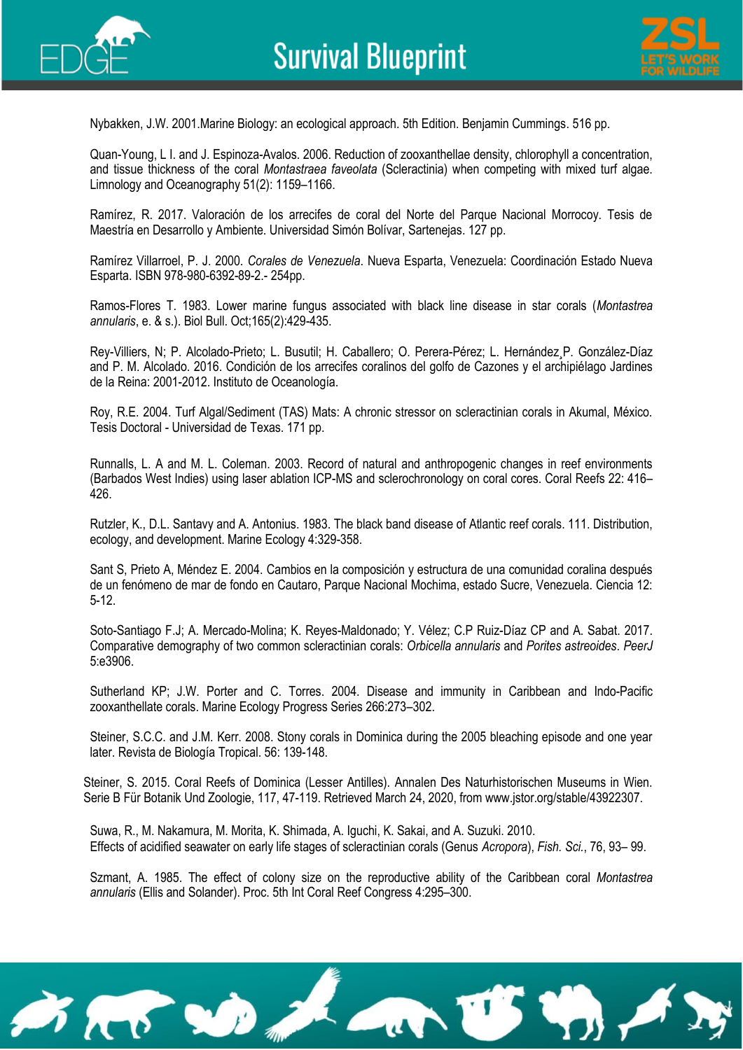Nybakken, J.W. 2001.Marine Biology: an ecological approach. 5th Edition. Benjamin Cummings. 516 pp.

Quan-Young, L I. and J. Espinoza-Avalos. 2006. Reduction of zooxanthellae density, chlorophyll a concentration, and tissue thickness of the coral *Montastraea faveolata* (Scleractinia) when competing with mixed turf algae. Limnology and Oceanography 51(2): 1159–1166.

Ramírez, R. 2017. Valoración de los arrecifes de coral del Norte del Parque Nacional Morrocoy. Tesis de Maestría en Desarrollo y Ambiente. Universidad Simón Bolívar, Sartenejas. 127 pp.

Ramírez Villarroel, P. J. 2000. *Corales de Venezuela*. Nueva Esparta, Venezuela: Coordinación Estado Nueva Esparta. ISBN 978-980-6392-89-2.- 254pp.

Ramos-Flores T. 1983. Lower marine fungus associated with black line disease in star corals (*Montastrea annularis*, e. & s.). Biol Bull. Oct;165(2):429-435.

Rey-Villiers, N; P. Alcolado-Prieto; L. Busutil; H. Caballero; O. Perera-Pérez; L. Hernández¸P. González-Díaz and P. M. Alcolado. 2016. Condición de los arrecifes coralinos del golfo de Cazones y el archipiélago Jardines de la Reina: 2001-2012. Instituto de Oceanología.

Roy, R.E. 2004. Turf Algal/Sediment (TAS) Mats: A chronic stressor on scleractinian corals in Akumal, México. Tesis Doctoral - Universidad de Texas. 171 pp.

Runnalls, L. A and M. L. Coleman. 2003. Record of natural and anthropogenic changes in reef environments (Barbados West Indies) using laser ablation ICP-MS and sclerochronology on coral cores. Coral Reefs 22: 416–426.

Rutzler, K., D.L. Santavy and A. Antonius. 1983. The black band disease of Atlantic reef corals. 111. Distribution, ecology, and development. Marine Ecology 4:329-358.

Sant S, Prieto A, Méndez E. 2004. Cambios en la composición y estructura de una comunidad coralina después de un fenómeno de mar de fondo en Cautaro, Parque Nacional Mochima, estado Sucre, Venezuela. Ciencia 12: 5-12.

Soto-Santiago F.J; A. Mercado-Molina; K. Reyes-Maldonado; Y. Vélez; C.P Ruiz-Díaz CP and A. Sabat. 2017. Comparative demography of two common scleractinian corals: *Orbicella annularis* and *Porites astreoides*. *PeerJ* 5:e3906.

Sutherland KP; J.W. Porter and C. Torres. 2004. Disease and immunity in Caribbean and Indo-Pacific zooxanthellate corals. Marine Ecology Progress Series 266:273–302.

Steiner, S.C.C. and J.M. Kerr. 2008. Stony corals in Dominica during the 2005 bleaching episode and one year later. Revista de Biología Tropical. 56: 139-148.

Steiner, S. 2015. Coral Reefs of Dominica (Lesser Antilles). Annalen Des Naturhistorischen Museums in Wien. Serie B Für Botanik Und Zoologie, 117, 47-119. Retrieved March 24, 2020, from www.jstor.org/stable/43922307.

Suwa, R., M. Nakamura, M. Morita, K. Shimada, A. Iguchi, K. Sakai, and A. Suzuki. 2010. Effects of acidified seawater on early life stages of scleractinian corals (Genus *Acropora*), *Fish. Sci.*, 76, 93– 99.

Szmant, A. 1985. The effect of colony size on the reproductive ability of the Caribbean coral *Montastrea annularis* (Ellis and Solander). Proc. 5th Int Coral Reef Congress 4:295–300.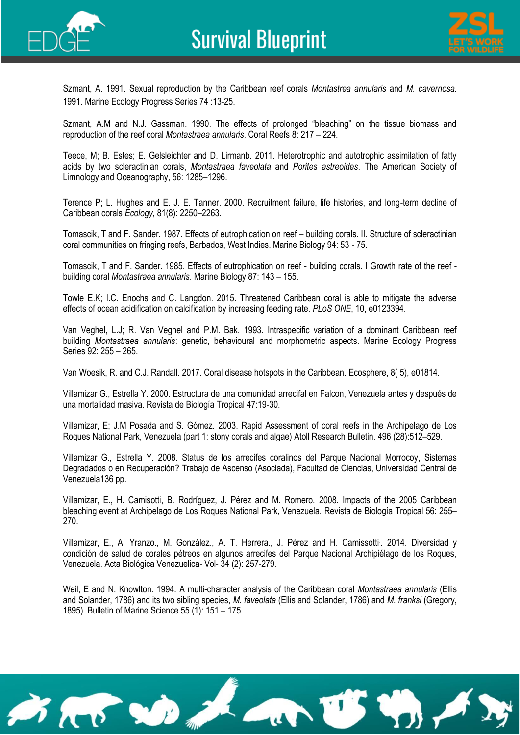Szmant, A. 1991. Sexual reproduction by the Caribbean reef corals *Montastrea annularis* and *M. cavernosa*. 1991. Marine Ecology Progress Series 74 :13-25.

Szmant, A.M and N.J. Gassman. 1990. The effects of prolonged "bleaching" on the tissue biomass and reproduction of the reef coral *Montastraea annularis*. Coral Reefs 8: 217 – 224.

Teece, M; B. Estes; E. Gelsleichter and D. Lirmanb. 2011. Heterotrophic and autotrophic assimilation of fatty acids by two scleractinian corals, *Montastraea faveolata* and *Porites astreoides*. The American Society of Limnology and Oceanography, 56: 1285–1296.

Terence P; L. Hughes and E. J. E. Tanner. 2000. Recruitment failure, life histories, and long-term decline of Caribbean corals *Ecology,* 81(8): 2250–2263.

Tomascik, T and F. Sander. 1987. Effects of eutrophication on reef – building corals. II. Structure of scleractinian coral communities on fringing reefs, Barbados, West Indies. Marine Biology 94: 53 - 75.

Tomascik, T and F. Sander. 1985. Effects of eutrophication on reef - building corals. I Growth rate of the reef - building coral *Montastraea annularis*. Marine Biology 87: 143 – 155.

Towle E.K; I.C. Enochs and C. Langdon. 2015. Threatened Caribbean coral is able to mitigate the adverse effects of ocean acidification on calcification by increasing feeding rate. *PLoS ONE*, 10, e0123394.

Van Veghel, L.J; R. Van Veghel and P.M. Bak. 1993. Intraspecific variation of a dominant Caribbean reef building *Montastraea annularis*: genetic, behavioural and morphometric aspects. Marine Ecology Progress Series 92: 255 – 265.

Van Woesik, R. and C.J. Randall. 2017. Coral disease hotspots in the Caribbean. Ecosphere, 8( 5), e01814.

Villamizar G., Estrella Y. 2000. Estructura de una comunidad arrecifal en Falcon, Venezuela antes y después de una mortalidad masiva. Revista de Biología Tropical 47:19-30.

Villamizar, E; J.M Posada and S. Gómez. 2003. Rapid Assessment of coral reefs in the Archipelago de Los Roques National Park, Venezuela (part 1: stony corals and algae) Atoll Research Bulletin. 496 (28):512–529.

Villamizar G., Estrella Y. 2008. Status de los arrecifes coralinos del Parque Nacional Morrocoy, Sistemas Degradados o en Recuperación? Trabajo de Ascenso (Asociada), Facultad de Ciencias, Universidad Central de Venezuela136 pp.

Villamizar, E., H. Camisotti, B. Rodríguez, J. Pérez and M. Romero. 2008. Impacts of the 2005 Caribbean bleaching event at Archipelago de Los Roques National Park, Venezuela. Revista de Biología Tropical 56: 255–270.

Villamizar, E., A. Yranzo., M. González., A. T. Herrera., J. Pérez and H. Camissotti. 2014. Diversidad y condición de salud de corales pétreos en algunos arrecifes del Parque Nacional Archipiélago de los Roques, Venezuela. Acta Biológica Venezuelica- Vol- 34 (2): 257-279.

Weil, E and N. Knowlton. 1994. A multi-character analysis of the Caribbean coral *Montastraea annularis* (Ellis and Solander, 1786) and its two sibling species, *M. faveolata* (Ellis and Solander, 1786) and *M. franksi* (Gregory, 1895). Bulletin of Marine Science 55 (1): 151 – 175.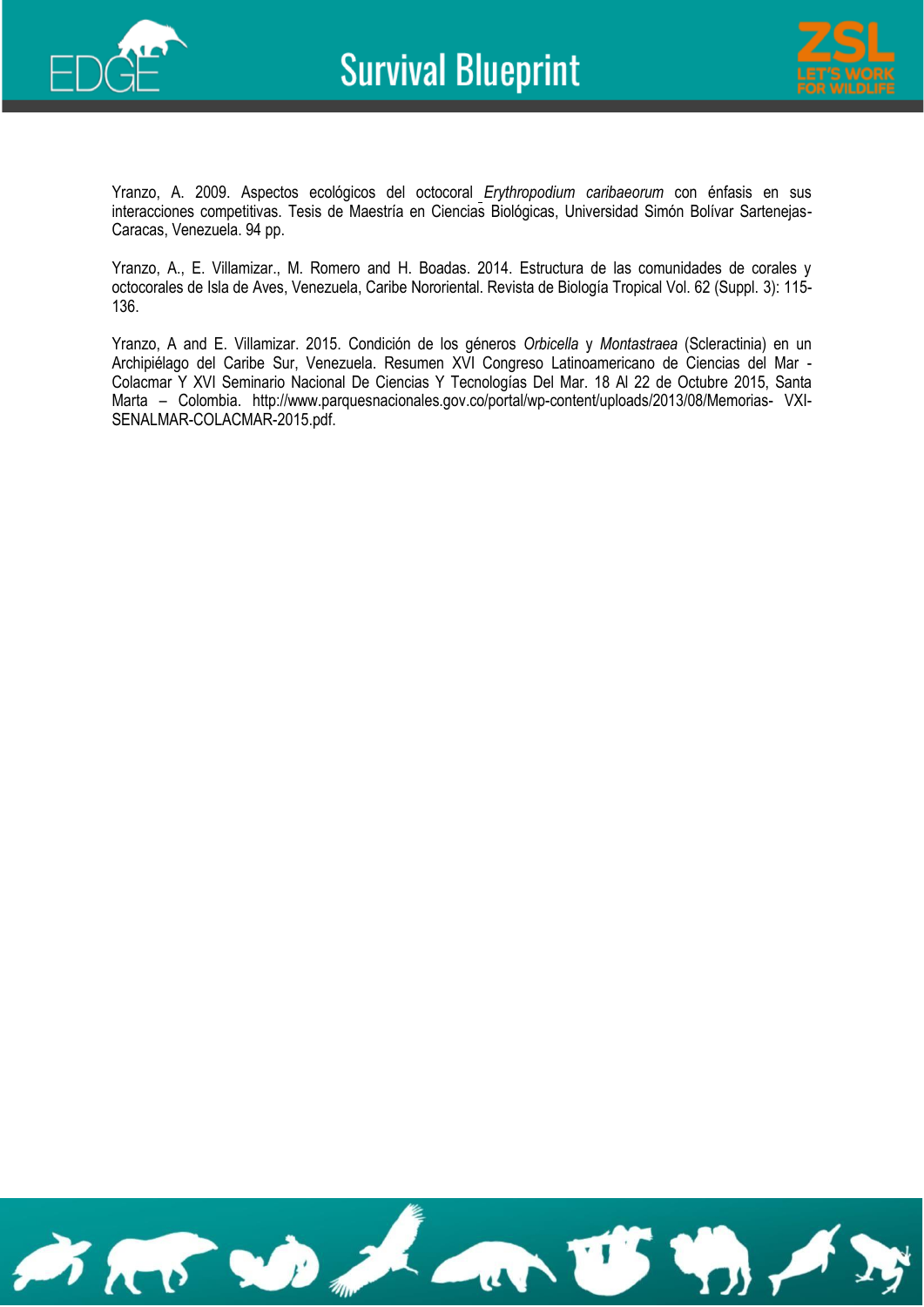Yranzo, A. 2009. Aspectos ecológicos del octocoral *Erythropodium caribaeorum* con énfasis en sus interacciones competitivas. Tesis de Maestría en Ciencias Biológicas, Universidad Simón Bolívar Sartenejas-Caracas, Venezuela. 94 pp.

Yranzo, A., E. Villamizar., M. Romero and H. Boadas. 2014. Estructura de las comunidades de corales y octocorales de Isla de Aves, Venezuela, Caribe Nororiental. Revista de Biología Tropical Vol. 62 (Suppl. 3): 115-136.

Yranzo, A and E. Villamizar. 2015. Condición de los géneros *Orbicella* y *Montastraea* (Scleractinia) en un Archipiélago del Caribe Sur, Venezuela. Resumen XVI Congreso Latinoamericano de Ciencias del Mar - Colacmar Y XVI Seminario Nacional De Ciencias Y Tecnologías Del Mar. 18 Al 22 de Octubre 2015, Santa Marta – Colombia. http://www.parquesnacionales.gov.co/portal/wp-content/uploads/2013/08/Memorias- VXI-SENALMAR-COLACMAR-2015.pdf.